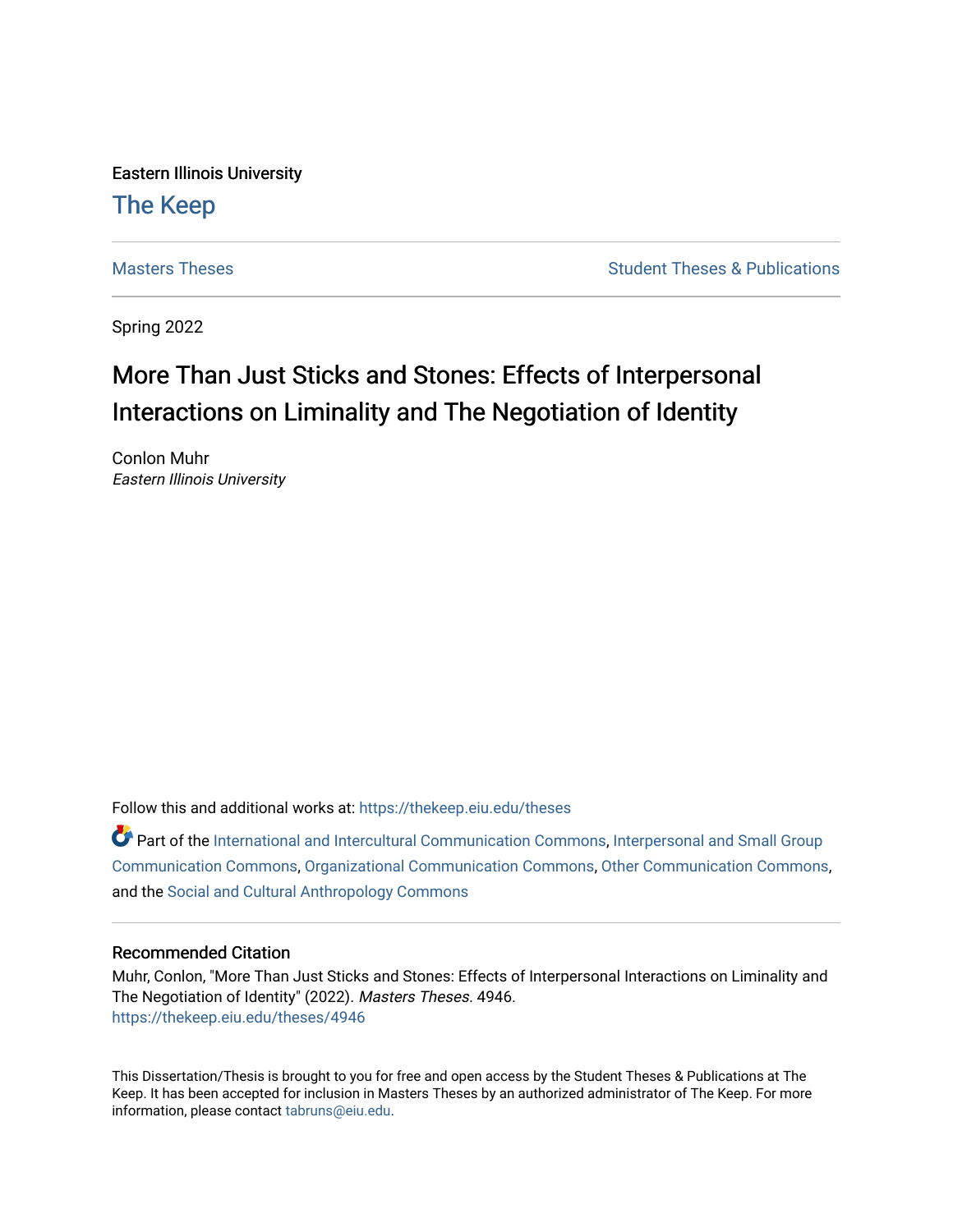Eastern Illinois University

# The Keep

Masters Theses | Student Theses & Publications

Spring 2022

# More Than Just Sticks and Stones: Effects of Interpersonal Interactions on Liminality and The Negotiation of Identity

Conlon Muhr
*Eastern Illinois University*

Follow this and additional works at: https://thekeep.eiu.edu/theses

Part of the International and Intercultural Communication Commons, Interpersonal and Small Group Communication Commons, Organizational Communication Commons, Other Communication Commons, and the Social and Cultural Anthropology Commons

## Recommended Citation

Muhr, Conlon, "More Than Just Sticks and Stones: Effects of Interpersonal Interactions on Liminality and The Negotiation of Identity" (2022). *Masters Theses*. 4946.
https://thekeep.eiu.edu/theses/4946

This Dissertation/Thesis is brought to you for free and open access by the Student Theses & Publications at The Keep. It has been accepted for inclusion in Masters Theses by an authorized administrator of The Keep. For more information, please contact tabruns@eiu.edu.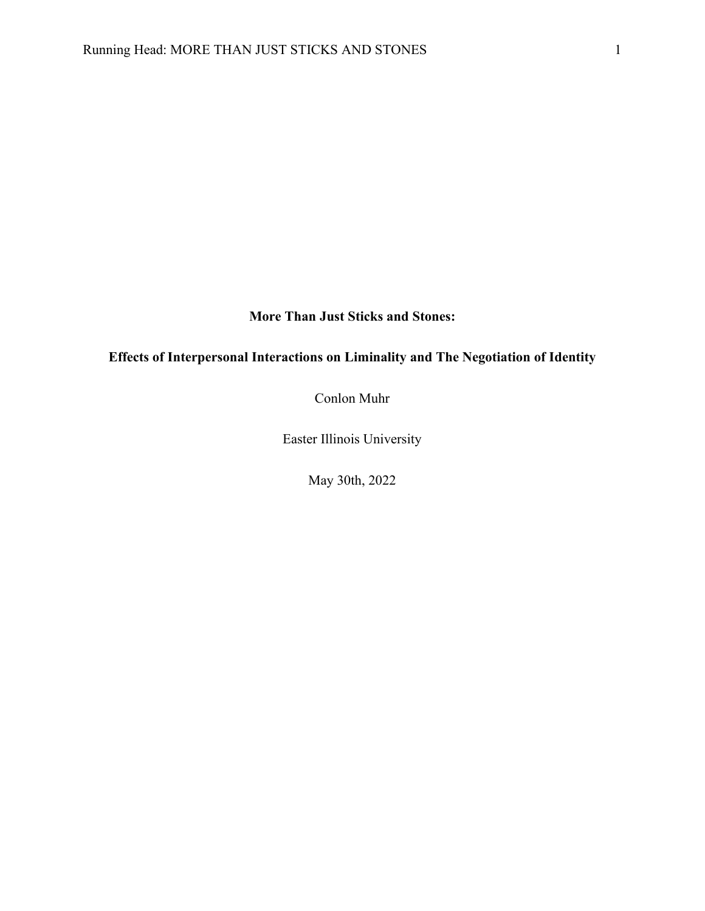**More Than Just Sticks and Stones:**

**Effects of Interpersonal Interactions on Liminality and The Negotiation of Identity**

Conlon Muhr

Easter Illinois University

May 30th, 2022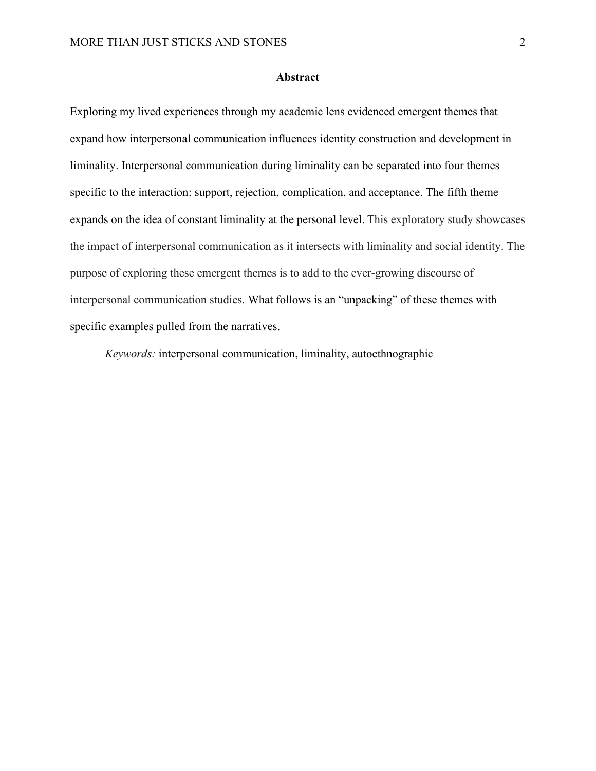## Abstract

Exploring my lived experiences through my academic lens evidenced emergent themes that expand how interpersonal communication influences identity construction and development in liminality. Interpersonal communication during liminality can be separated into four themes specific to the interaction: support, rejection, complication, and acceptance. The fifth theme expands on the idea of constant liminality at the personal level. This exploratory study showcases the impact of interpersonal communication as it intersects with liminality and social identity. The purpose of exploring these emergent themes is to add to the ever-growing discourse of interpersonal communication studies. What follows is an "unpacking" of these themes with specific examples pulled from the narratives.

*Keywords:* interpersonal communication, liminality, autoethnographic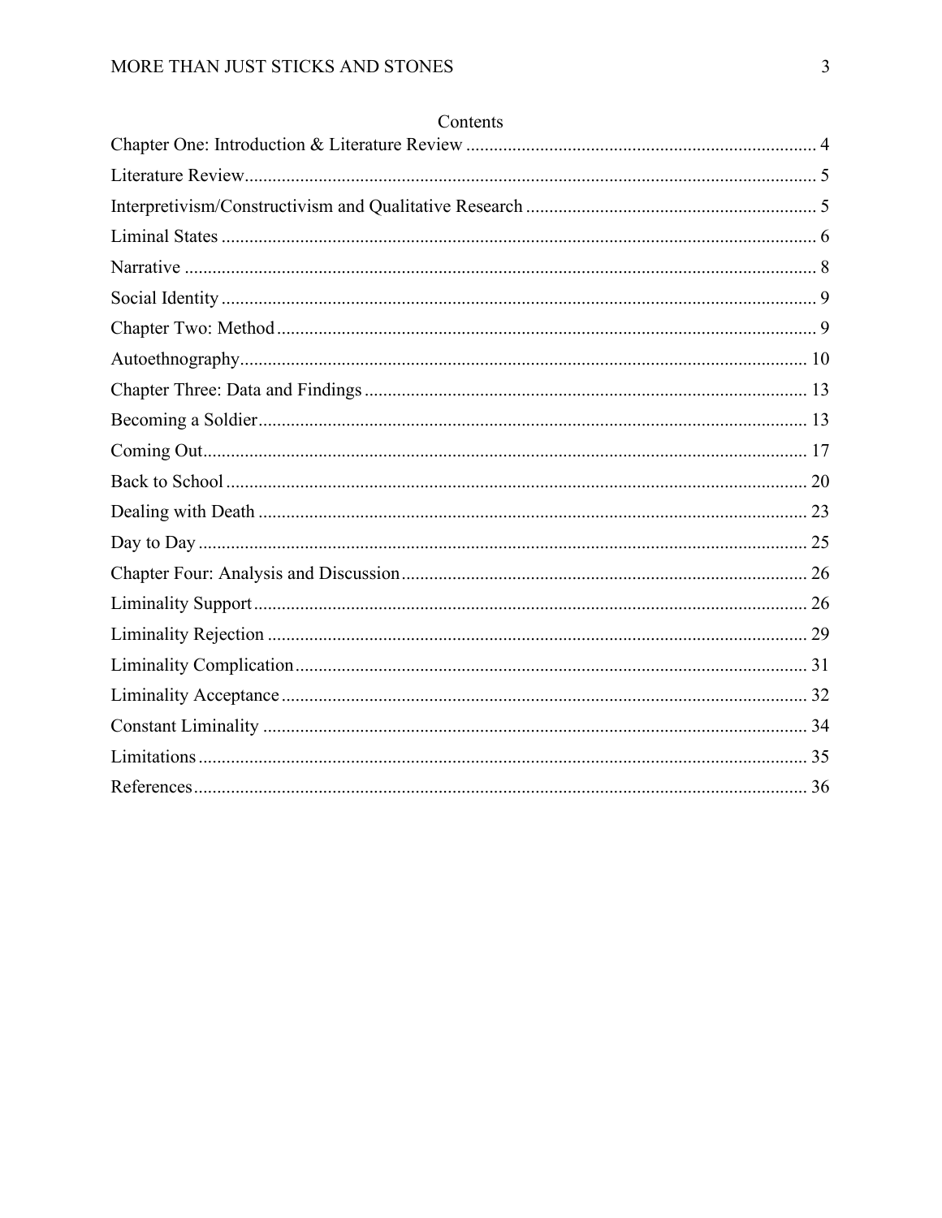# Contents

Chapter One: Introduction & Literature Review .......... 4

Literature Review .......... 5

Interpretivism/Constructivism and Qualitative Research .......... 5

Liminal States .......... 6

Narrative .......... 8

Social Identity .......... 9

Chapter Two: Method .......... 9

Autoethnography .......... 10

Chapter Three: Data and Findings .......... 13

Becoming a Soldier .......... 13

Coming Out .......... 17

Back to School .......... 20

Dealing with Death .......... 23

Day to Day .......... 25

Chapter Four: Analysis and Discussion .......... 26

Liminality Support .......... 26

Liminality Rejection .......... 29

Liminality Complication .......... 31

Liminality Acceptance .......... 32

Constant Liminality .......... 34

Limitations .......... 35

References .......... 36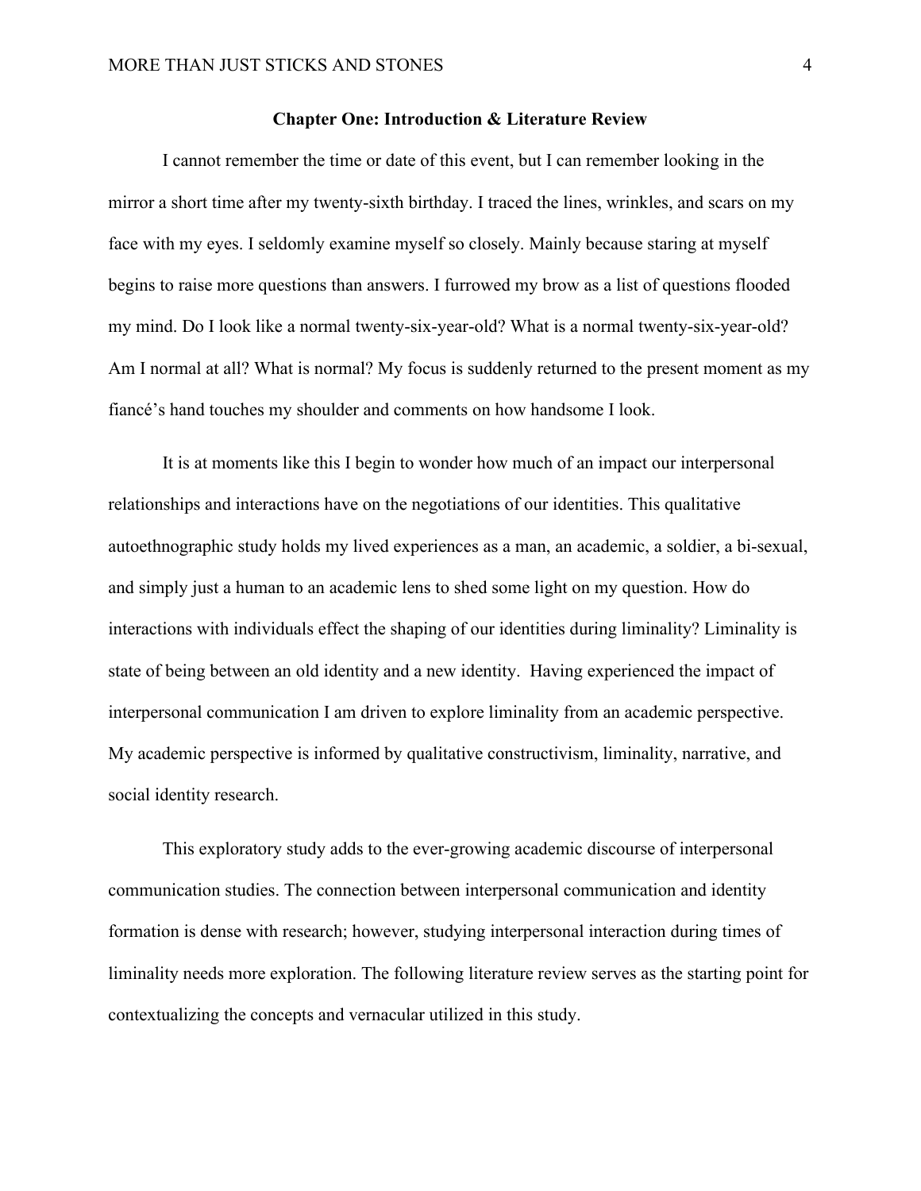## Chapter One: Introduction & Literature Review

I cannot remember the time or date of this event, but I can remember looking in the mirror a short time after my twenty-sixth birthday. I traced the lines, wrinkles, and scars on my face with my eyes. I seldomly examine myself so closely. Mainly because staring at myself begins to raise more questions than answers. I furrowed my brow as a list of questions flooded my mind. Do I look like a normal twenty-six-year-old? What is a normal twenty-six-year-old? Am I normal at all? What is normal? My focus is suddenly returned to the present moment as my fiancé's hand touches my shoulder and comments on how handsome I look.

It is at moments like this I begin to wonder how much of an impact our interpersonal relationships and interactions have on the negotiations of our identities. This qualitative autoethnographic study holds my lived experiences as a man, an academic, a soldier, a bi-sexual, and simply just a human to an academic lens to shed some light on my question. How do interactions with individuals effect the shaping of our identities during liminality? Liminality is state of being between an old identity and a new identity. Having experienced the impact of interpersonal communication I am driven to explore liminality from an academic perspective. My academic perspective is informed by qualitative constructivism, liminality, narrative, and social identity research.

This exploratory study adds to the ever-growing academic discourse of interpersonal communication studies. The connection between interpersonal communication and identity formation is dense with research; however, studying interpersonal interaction during times of liminality needs more exploration. The following literature review serves as the starting point for contextualizing the concepts and vernacular utilized in this study.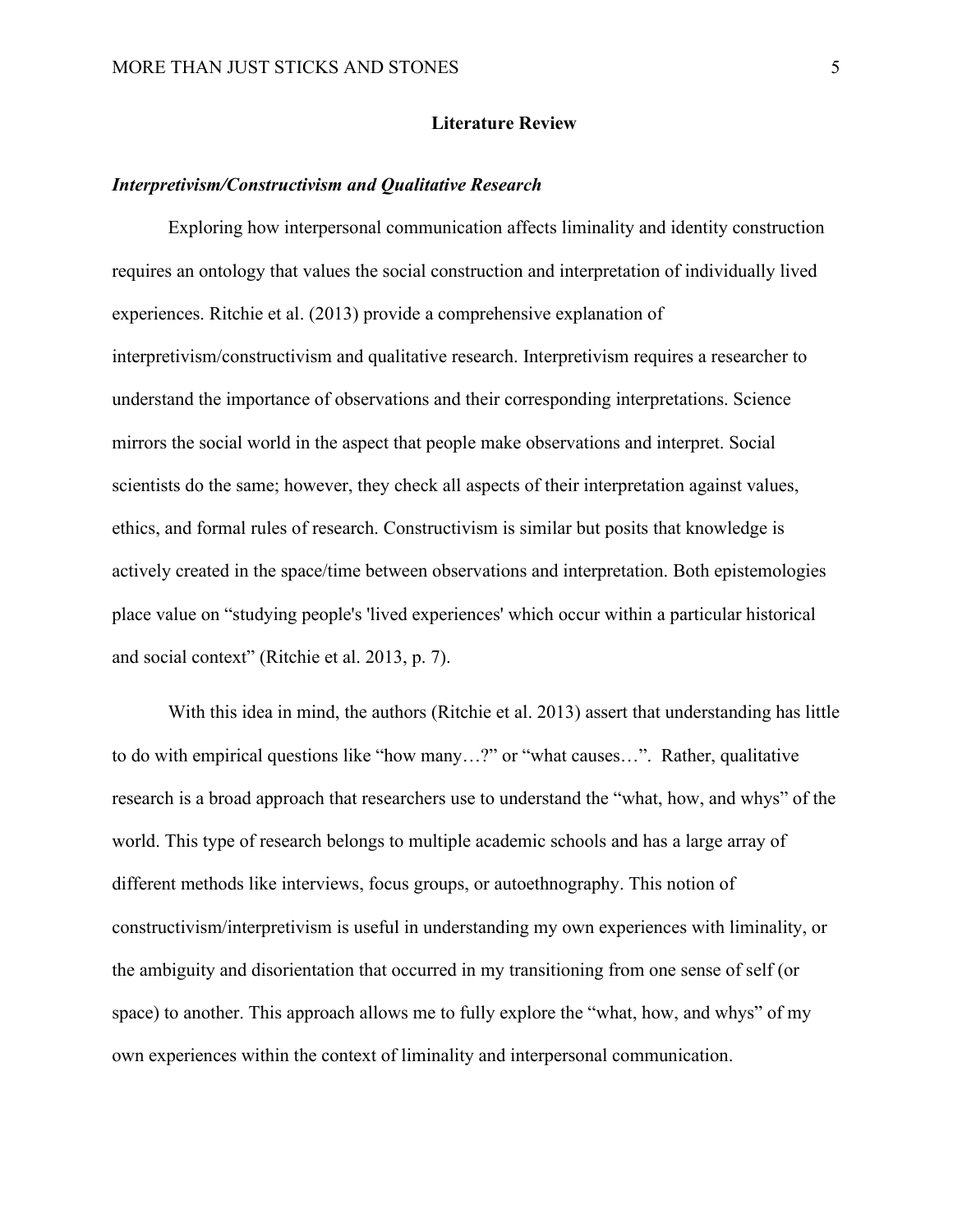## Literature Review

### *Interpretivism/Constructivism and Qualitative Research*

Exploring how interpersonal communication affects liminality and identity construction requires an ontology that values the social construction and interpretation of individually lived experiences. Ritchie et al. (2013) provide a comprehensive explanation of interpretivism/constructivism and qualitative research. Interpretivism requires a researcher to understand the importance of observations and their corresponding interpretations. Science mirrors the social world in the aspect that people make observations and interpret. Social scientists do the same; however, they check all aspects of their interpretation against values, ethics, and formal rules of research. Constructivism is similar but posits that knowledge is actively created in the space/time between observations and interpretation. Both epistemologies place value on "studying people's 'lived experiences' which occur within a particular historical and social context" (Ritchie et al. 2013, p. 7).

With this idea in mind, the authors (Ritchie et al. 2013) assert that understanding has little to do with empirical questions like "how many…?" or "what causes…". Rather, qualitative research is a broad approach that researchers use to understand the "what, how, and whys" of the world. This type of research belongs to multiple academic schools and has a large array of different methods like interviews, focus groups, or autoethnography. This notion of constructivism/interpretivism is useful in understanding my own experiences with liminality, or the ambiguity and disorientation that occurred in my transitioning from one sense of self (or space) to another. This approach allows me to fully explore the "what, how, and whys" of my own experiences within the context of liminality and interpersonal communication.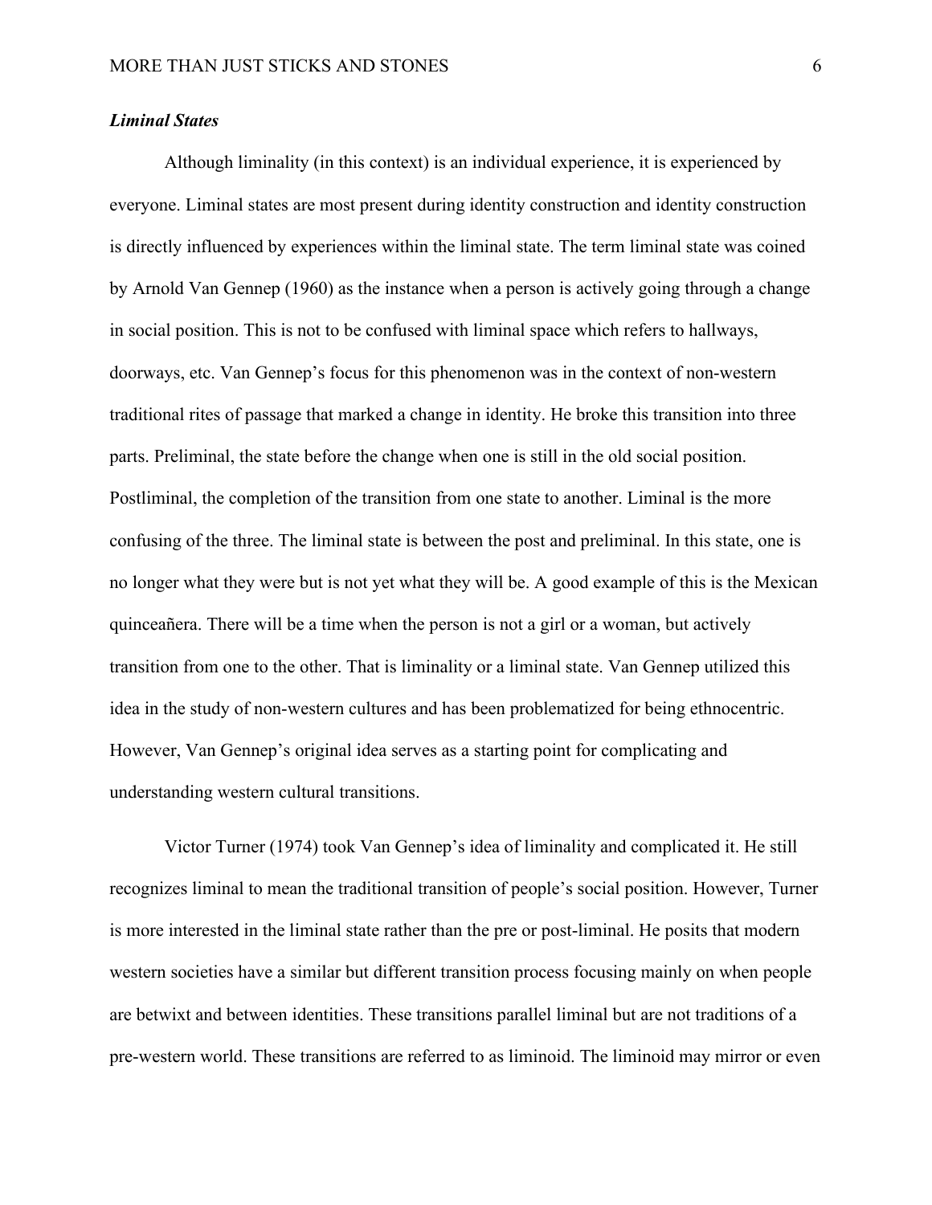### *Liminal States*

Although liminality (in this context) is an individual experience, it is experienced by everyone. Liminal states are most present during identity construction and identity construction is directly influenced by experiences within the liminal state. The term liminal state was coined by Arnold Van Gennep (1960) as the instance when a person is actively going through a change in social position. This is not to be confused with liminal space which refers to hallways, doorways, etc. Van Gennep's focus for this phenomenon was in the context of non-western traditional rites of passage that marked a change in identity. He broke this transition into three parts. Preliminal, the state before the change when one is still in the old social position. Postliminal, the completion of the transition from one state to another. Liminal is the more confusing of the three. The liminal state is between the post and preliminal. In this state, one is no longer what they were but is not yet what they will be. A good example of this is the Mexican quinceañera. There will be a time when the person is not a girl or a woman, but actively transition from one to the other. That is liminality or a liminal state. Van Gennep utilized this idea in the study of non-western cultures and has been problematized for being ethnocentric. However, Van Gennep's original idea serves as a starting point for complicating and understanding western cultural transitions.

Victor Turner (1974) took Van Gennep's idea of liminality and complicated it. He still recognizes liminal to mean the traditional transition of people's social position. However, Turner is more interested in the liminal state rather than the pre or post-liminal. He posits that modern western societies have a similar but different transition process focusing mainly on when people are betwixt and between identities. These transitions parallel liminal but are not traditions of a pre-western world. These transitions are referred to as liminoid. The liminoid may mirror or even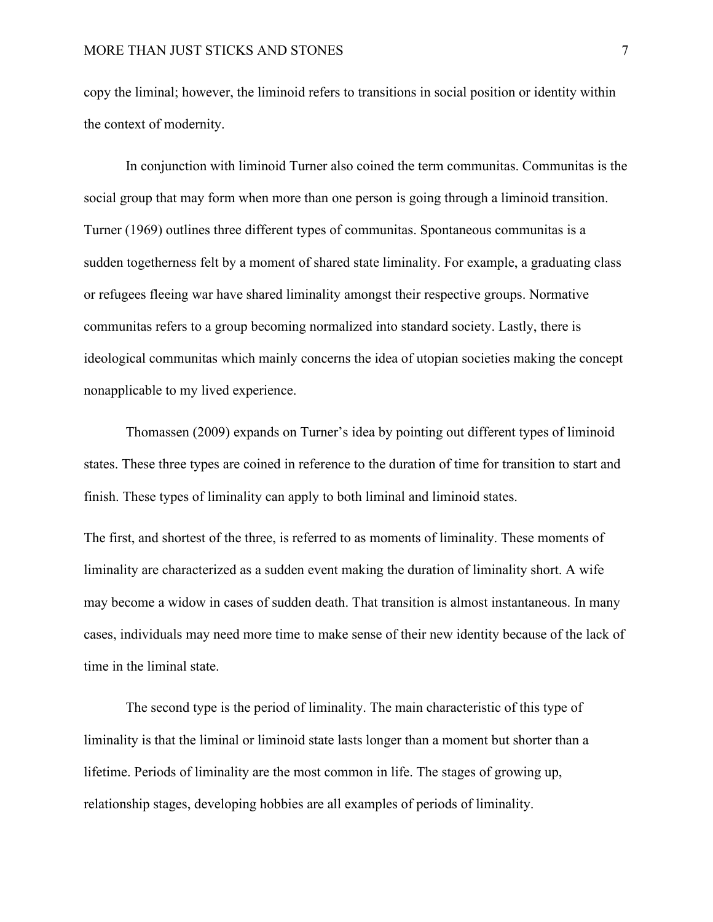copy the liminal; however, the liminoid refers to transitions in social position or identity within the context of modernity.

In conjunction with liminoid Turner also coined the term communitas. Communitas is the social group that may form when more than one person is going through a liminoid transition. Turner (1969) outlines three different types of communitas. Spontaneous communitas is a sudden togetherness felt by a moment of shared state liminality. For example, a graduating class or refugees fleeing war have shared liminality amongst their respective groups. Normative communitas refers to a group becoming normalized into standard society. Lastly, there is ideological communitas which mainly concerns the idea of utopian societies making the concept nonapplicable to my lived experience.

Thomassen (2009) expands on Turner's idea by pointing out different types of liminoid states. These three types are coined in reference to the duration of time for transition to start and finish. These types of liminality can apply to both liminal and liminoid states.

The first, and shortest of the three, is referred to as moments of liminality. These moments of liminality are characterized as a sudden event making the duration of liminality short. A wife may become a widow in cases of sudden death. That transition is almost instantaneous. In many cases, individuals may need more time to make sense of their new identity because of the lack of time in the liminal state.

The second type is the period of liminality. The main characteristic of this type of liminality is that the liminal or liminoid state lasts longer than a moment but shorter than a lifetime. Periods of liminality are the most common in life. The stages of growing up, relationship stages, developing hobbies are all examples of periods of liminality.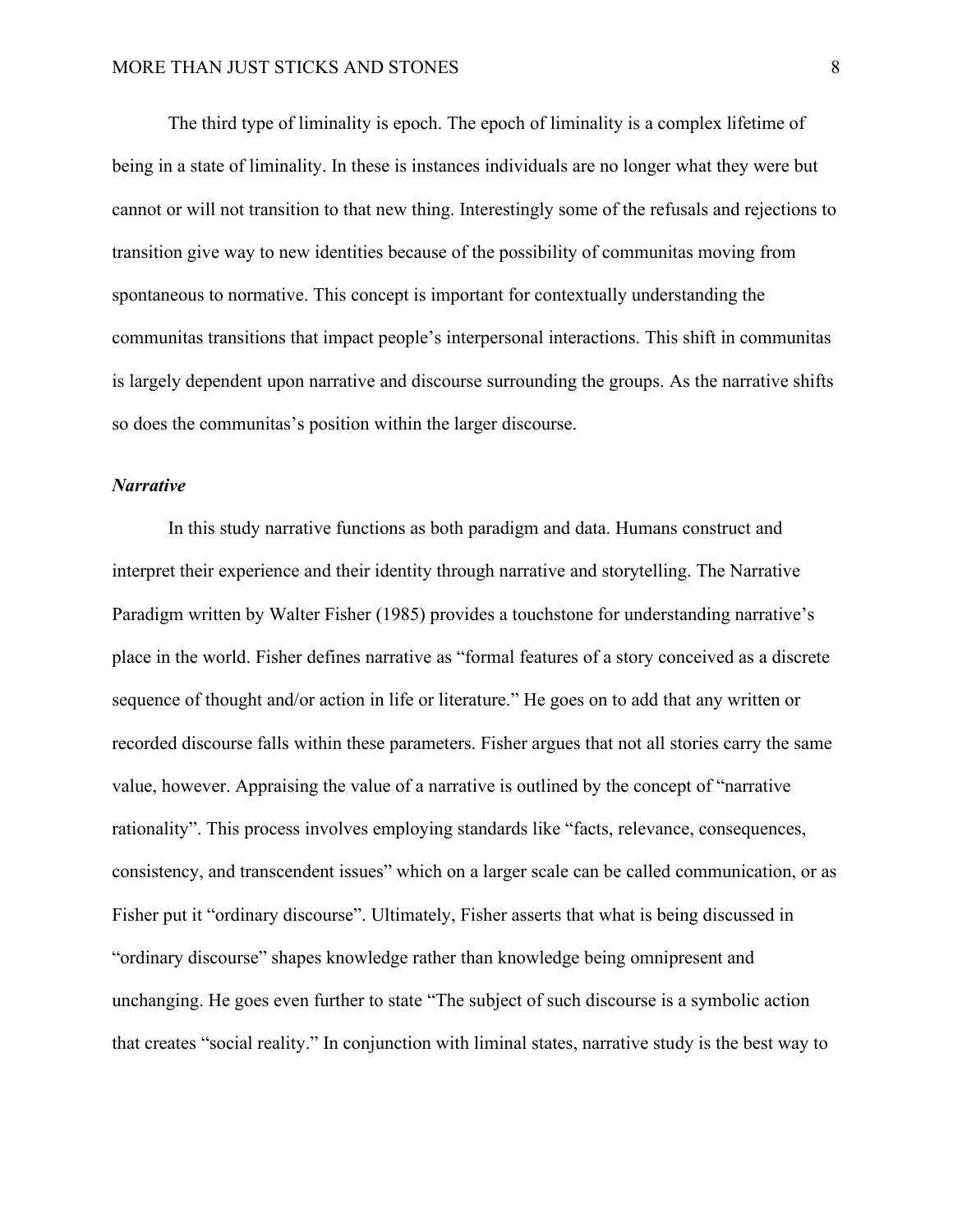The third type of liminality is epoch. The epoch of liminality is a complex lifetime of being in a state of liminality. In these is instances individuals are no longer what they were but cannot or will not transition to that new thing. Interestingly some of the refusals and rejections to transition give way to new identities because of the possibility of communitas moving from spontaneous to normative. This concept is important for contextually understanding the communitas transitions that impact people's interpersonal interactions. This shift in communitas is largely dependent upon narrative and discourse surrounding the groups. As the narrative shifts so does the communitas's position within the larger discourse.

### *Narrative*

In this study narrative functions as both paradigm and data. Humans construct and interpret their experience and their identity through narrative and storytelling. The Narrative Paradigm written by Walter Fisher (1985) provides a touchstone for understanding narrative's place in the world. Fisher defines narrative as "formal features of a story conceived as a discrete sequence of thought and/or action in life or literature." He goes on to add that any written or recorded discourse falls within these parameters. Fisher argues that not all stories carry the same value, however. Appraising the value of a narrative is outlined by the concept of "narrative rationality". This process involves employing standards like "facts, relevance, consequences, consistency, and transcendent issues" which on a larger scale can be called communication, or as Fisher put it "ordinary discourse". Ultimately, Fisher asserts that what is being discussed in "ordinary discourse" shapes knowledge rather than knowledge being omnipresent and unchanging. He goes even further to state "The subject of such discourse is a symbolic action that creates "social reality." In conjunction with liminal states, narrative study is the best way to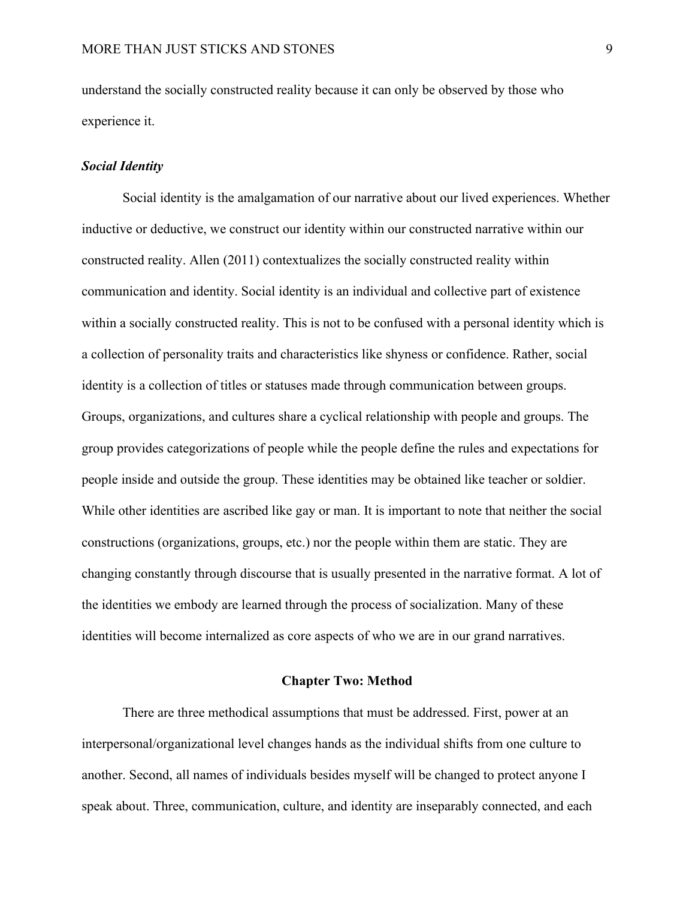understand the socially constructed reality because it can only be observed by those who experience it.

### *Social Identity*

Social identity is the amalgamation of our narrative about our lived experiences. Whether inductive or deductive, we construct our identity within our constructed narrative within our constructed reality. Allen (2011) contextualizes the socially constructed reality within communication and identity. Social identity is an individual and collective part of existence within a socially constructed reality. This is not to be confused with a personal identity which is a collection of personality traits and characteristics like shyness or confidence. Rather, social identity is a collection of titles or statuses made through communication between groups. Groups, organizations, and cultures share a cyclical relationship with people and groups. The group provides categorizations of people while the people define the rules and expectations for people inside and outside the group. These identities may be obtained like teacher or soldier. While other identities are ascribed like gay or man. It is important to note that neither the social constructions (organizations, groups, etc.) nor the people within them are static. They are changing constantly through discourse that is usually presented in the narrative format. A lot of the identities we embody are learned through the process of socialization. Many of these identities will become internalized as core aspects of who we are in our grand narratives.

## Chapter Two: Method

There are three methodical assumptions that must be addressed. First, power at an interpersonal/organizational level changes hands as the individual shifts from one culture to another. Second, all names of individuals besides myself will be changed to protect anyone I speak about. Three, communication, culture, and identity are inseparably connected, and each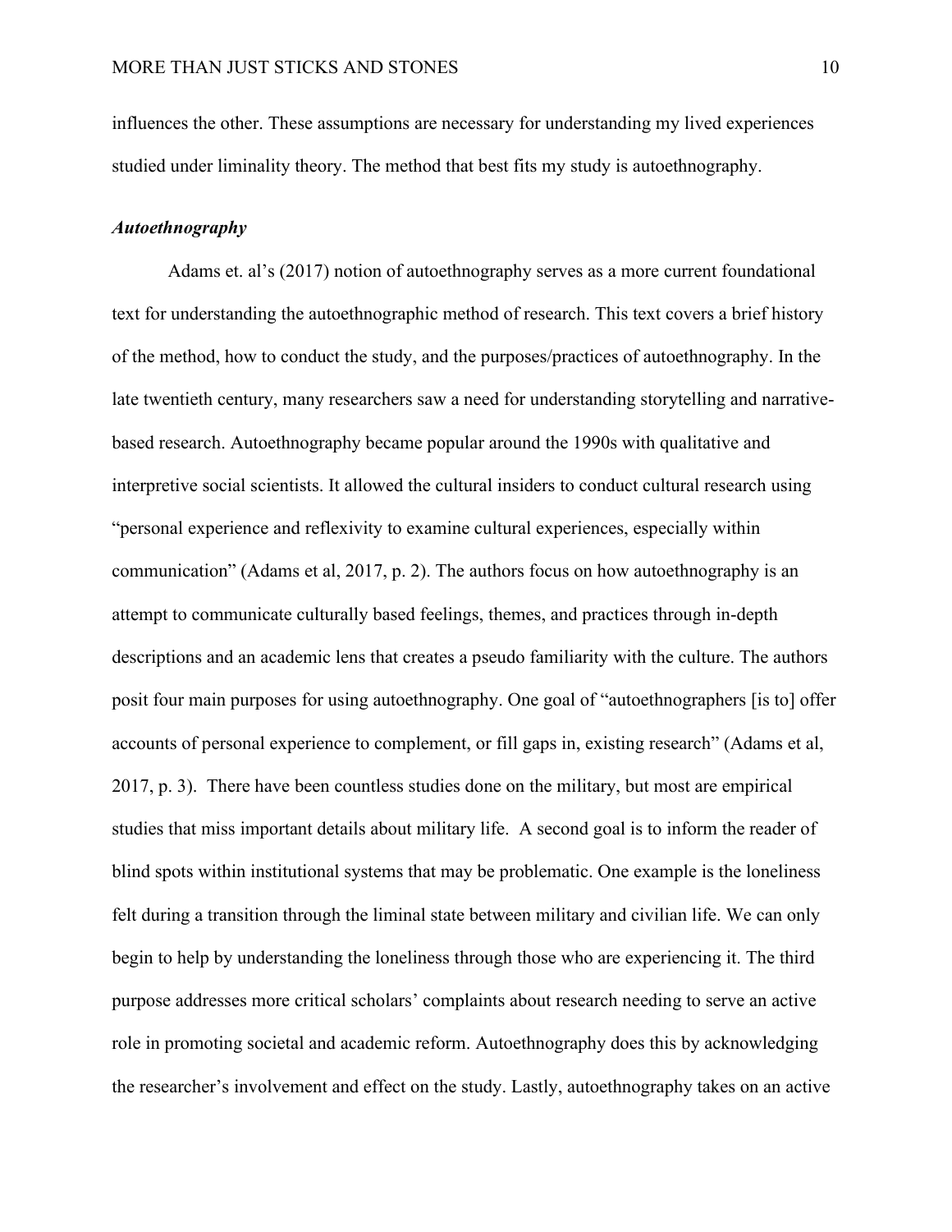influences the other. These assumptions are necessary for understanding my lived experiences studied under liminality theory. The method that best fits my study is autoethnography.

### *Autoethnography*

Adams et. al's (2017) notion of autoethnography serves as a more current foundational text for understanding the autoethnographic method of research. This text covers a brief history of the method, how to conduct the study, and the purposes/practices of autoethnography. In the late twentieth century, many researchers saw a need for understanding storytelling and narrative-based research. Autoethnography became popular around the 1990s with qualitative and interpretive social scientists. It allowed the cultural insiders to conduct cultural research using "personal experience and reflexivity to examine cultural experiences, especially within communication" (Adams et al, 2017, p. 2). The authors focus on how autoethnography is an attempt to communicate culturally based feelings, themes, and practices through in-depth descriptions and an academic lens that creates a pseudo familiarity with the culture. The authors posit four main purposes for using autoethnography. One goal of "autoethnographers [is to] offer accounts of personal experience to complement, or fill gaps in, existing research" (Adams et al, 2017, p. 3). There have been countless studies done on the military, but most are empirical studies that miss important details about military life. A second goal is to inform the reader of blind spots within institutional systems that may be problematic. One example is the loneliness felt during a transition through the liminal state between military and civilian life. We can only begin to help by understanding the loneliness through those who are experiencing it. The third purpose addresses more critical scholars' complaints about research needing to serve an active role in promoting societal and academic reform. Autoethnography does this by acknowledging the researcher's involvement and effect on the study. Lastly, autoethnography takes on an active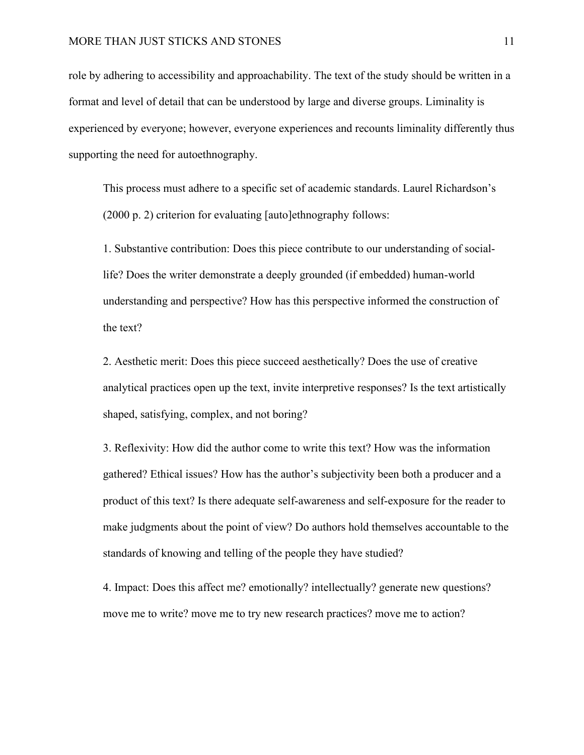role by adhering to accessibility and approachability. The text of the study should be written in a format and level of detail that can be understood by large and diverse groups. Liminality is experienced by everyone; however, everyone experiences and recounts liminality differently thus supporting the need for autoethnography.

> This process must adhere to a specific set of academic standards. Laurel Richardson's (2000 p. 2) criterion for evaluating [auto]ethnography follows:
>
> 1. Substantive contribution: Does this piece contribute to our understanding of social-life? Does the writer demonstrate a deeply grounded (if embedded) human-world understanding and perspective? How has this perspective informed the construction of the text?
>
> 2. Aesthetic merit: Does this piece succeed aesthetically? Does the use of creative analytical practices open up the text, invite interpretive responses? Is the text artistically shaped, satisfying, complex, and not boring?
>
> 3. Reflexivity: How did the author come to write this text? How was the information gathered? Ethical issues? How has the author's subjectivity been both a producer and a product of this text? Is there adequate self-awareness and self-exposure for the reader to make judgments about the point of view? Do authors hold themselves accountable to the standards of knowing and telling of the people they have studied?
>
> 4. Impact: Does this affect me? emotionally? intellectually? generate new questions? move me to write? move me to try new research practices? move me to action?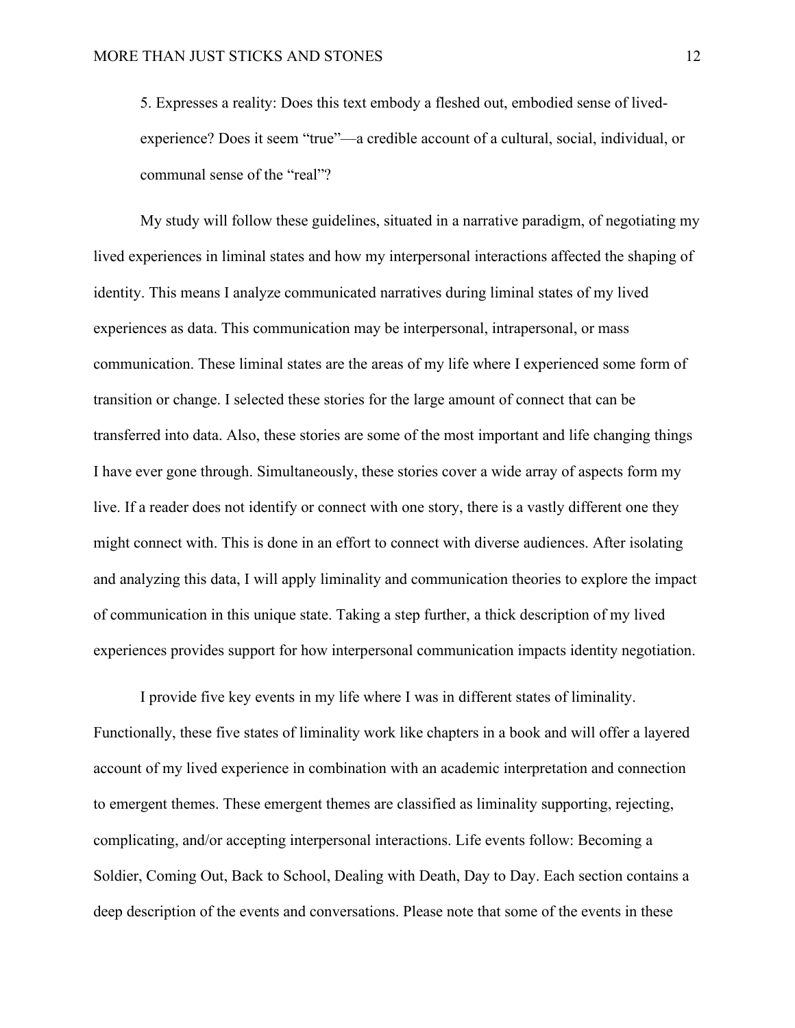5. Expresses a reality: Does this text embody a fleshed out, embodied sense of lived-experience? Does it seem "true"—a credible account of a cultural, social, individual, or communal sense of the "real"?

My study will follow these guidelines, situated in a narrative paradigm, of negotiating my lived experiences in liminal states and how my interpersonal interactions affected the shaping of identity. This means I analyze communicated narratives during liminal states of my lived experiences as data. This communication may be interpersonal, intrapersonal, or mass communication. These liminal states are the areas of my life where I experienced some form of transition or change. I selected these stories for the large amount of connect that can be transferred into data. Also, these stories are some of the most important and life changing things I have ever gone through. Simultaneously, these stories cover a wide array of aspects form my live. If a reader does not identify or connect with one story, there is a vastly different one they might connect with. This is done in an effort to connect with diverse audiences. After isolating and analyzing this data, I will apply liminality and communication theories to explore the impact of communication in this unique state. Taking a step further, a thick description of my lived experiences provides support for how interpersonal communication impacts identity negotiation.

I provide five key events in my life where I was in different states of liminality. Functionally, these five states of liminality work like chapters in a book and will offer a layered account of my lived experience in combination with an academic interpretation and connection to emergent themes. These emergent themes are classified as liminality supporting, rejecting, complicating, and/or accepting interpersonal interactions. Life events follow: Becoming a Soldier, Coming Out, Back to School, Dealing with Death, Day to Day. Each section contains a deep description of the events and conversations. Please note that some of the events in these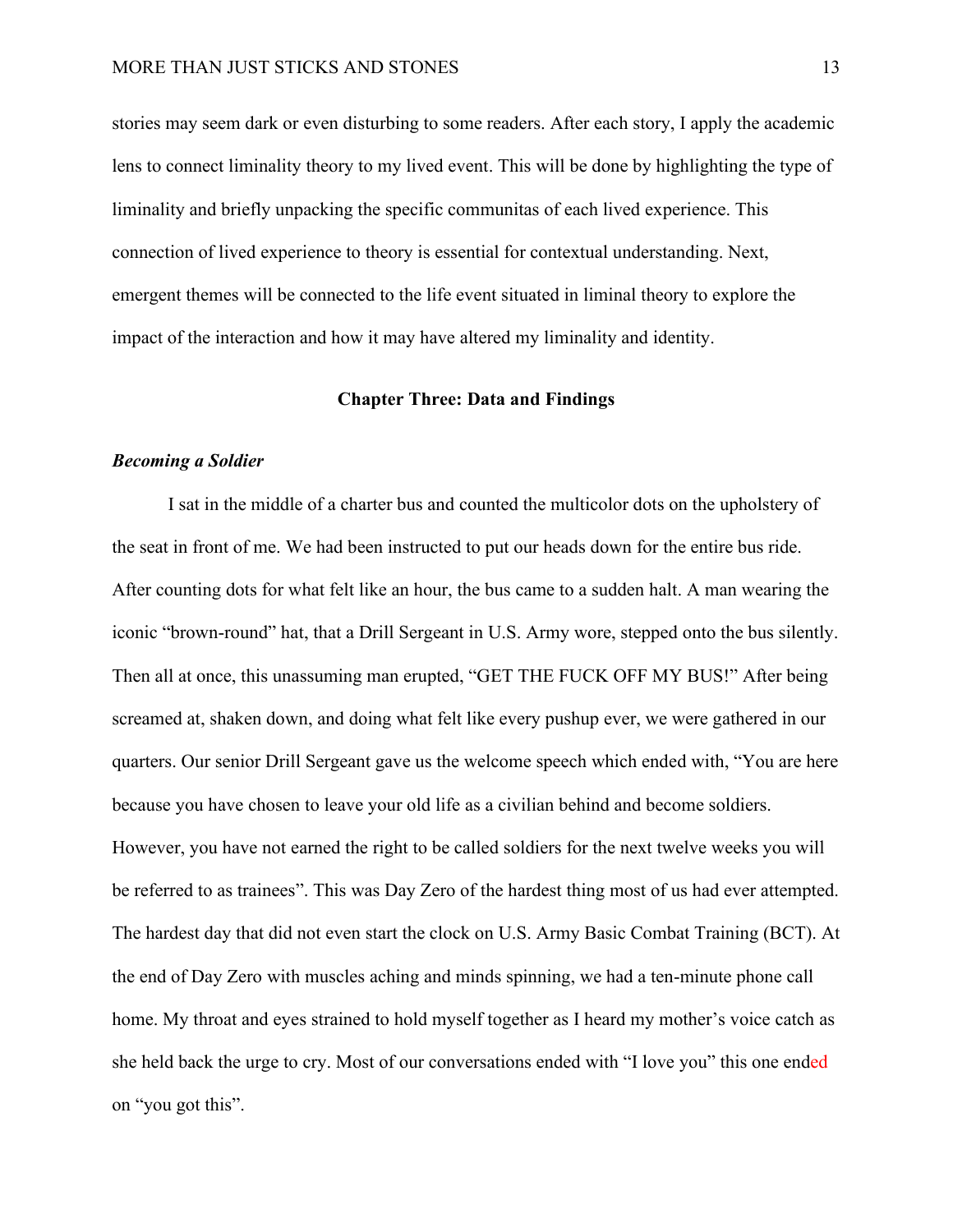stories may seem dark or even disturbing to some readers. After each story, I apply the academic lens to connect liminality theory to my lived event. This will be done by highlighting the type of liminality and briefly unpacking the specific communitas of each lived experience. This connection of lived experience to theory is essential for contextual understanding. Next, emergent themes will be connected to the life event situated in liminal theory to explore the impact of the interaction and how it may have altered my liminality and identity.

## Chapter Three: Data and Findings

### *Becoming a Soldier*

I sat in the middle of a charter bus and counted the multicolor dots on the upholstery of the seat in front of me. We had been instructed to put our heads down for the entire bus ride. After counting dots for what felt like an hour, the bus came to a sudden halt. A man wearing the iconic "brown-round" hat, that a Drill Sergeant in U.S. Army wore, stepped onto the bus silently. Then all at once, this unassuming man erupted, "GET THE FUCK OFF MY BUS!" After being screamed at, shaken down, and doing what felt like every pushup ever, we were gathered in our quarters. Our senior Drill Sergeant gave us the welcome speech which ended with, "You are here because you have chosen to leave your old life as a civilian behind and become soldiers. However, you have not earned the right to be called soldiers for the next twelve weeks you will be referred to as trainees". This was Day Zero of the hardest thing most of us had ever attempted. The hardest day that did not even start the clock on U.S. Army Basic Combat Training (BCT). At the end of Day Zero with muscles aching and minds spinning, we had a ten-minute phone call home. My throat and eyes strained to hold myself together as I heard my mother's voice catch as she held back the urge to cry. Most of our conversations ended with "I love you" this one ended on "you got this".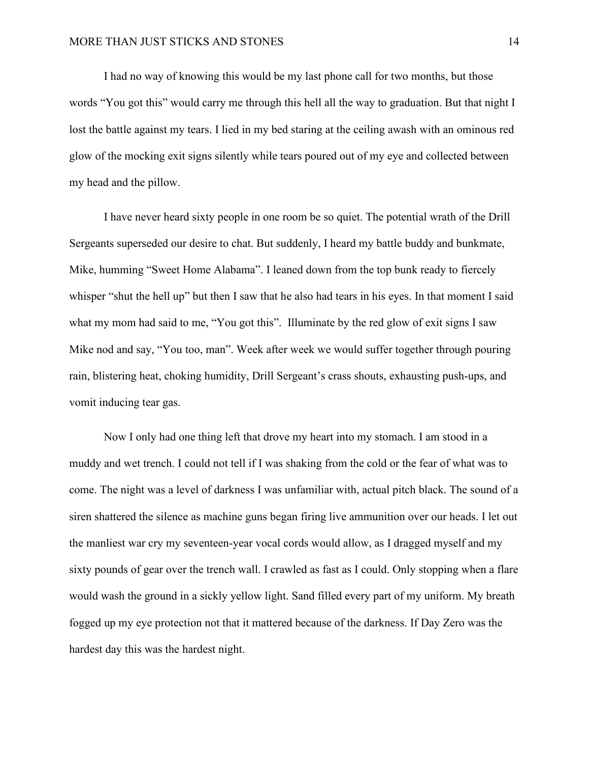I had no way of knowing this would be my last phone call for two months, but those words "You got this" would carry me through this hell all the way to graduation. But that night I lost the battle against my tears. I lied in my bed staring at the ceiling awash with an ominous red glow of the mocking exit signs silently while tears poured out of my eye and collected between my head and the pillow.

I have never heard sixty people in one room be so quiet. The potential wrath of the Drill Sergeants superseded our desire to chat. But suddenly, I heard my battle buddy and bunkmate, Mike, humming "Sweet Home Alabama". I leaned down from the top bunk ready to fiercely whisper "shut the hell up" but then I saw that he also had tears in his eyes. In that moment I said what my mom had said to me, "You got this". Illuminate by the red glow of exit signs I saw Mike nod and say, "You too, man". Week after week we would suffer together through pouring rain, blistering heat, choking humidity, Drill Sergeant's crass shouts, exhausting push-ups, and vomit inducing tear gas.

Now I only had one thing left that drove my heart into my stomach. I am stood in a muddy and wet trench. I could not tell if I was shaking from the cold or the fear of what was to come. The night was a level of darkness I was unfamiliar with, actual pitch black. The sound of a siren shattered the silence as machine guns began firing live ammunition over our heads. I let out the manliest war cry my seventeen-year vocal cords would allow, as I dragged myself and my sixty pounds of gear over the trench wall. I crawled as fast as I could. Only stopping when a flare would wash the ground in a sickly yellow light. Sand filled every part of my uniform. My breath fogged up my eye protection not that it mattered because of the darkness. If Day Zero was the hardest day this was the hardest night.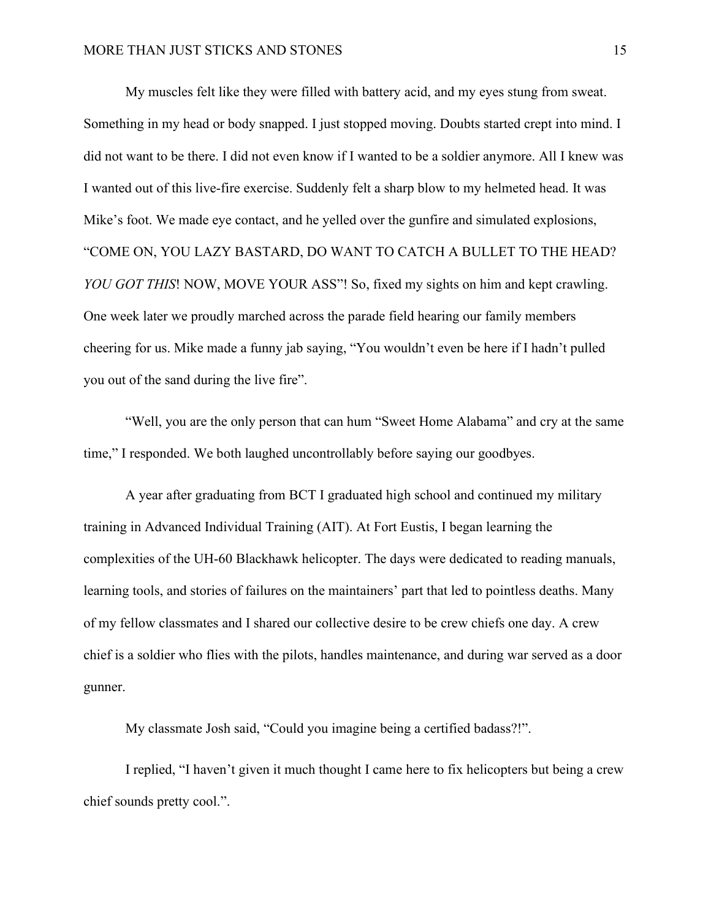My muscles felt like they were filled with battery acid, and my eyes stung from sweat. Something in my head or body snapped. I just stopped moving. Doubts started crept into mind. I did not want to be there. I did not even know if I wanted to be a soldier anymore. All I knew was I wanted out of this live-fire exercise. Suddenly felt a sharp blow to my helmeted head. It was Mike's foot. We made eye contact, and he yelled over the gunfire and simulated explosions, "COME ON, YOU LAZY BASTARD, DO WANT TO CATCH A BULLET TO THE HEAD? *YOU GOT THIS*! NOW, MOVE YOUR ASS"! So, fixed my sights on him and kept crawling. One week later we proudly marched across the parade field hearing our family members cheering for us. Mike made a funny jab saying, "You wouldn't even be here if I hadn't pulled you out of the sand during the live fire".

"Well, you are the only person that can hum "Sweet Home Alabama" and cry at the same time," I responded. We both laughed uncontrollably before saying our goodbyes.

A year after graduating from BCT I graduated high school and continued my military training in Advanced Individual Training (AIT). At Fort Eustis, I began learning the complexities of the UH-60 Blackhawk helicopter. The days were dedicated to reading manuals, learning tools, and stories of failures on the maintainers' part that led to pointless deaths. Many of my fellow classmates and I shared our collective desire to be crew chiefs one day. A crew chief is a soldier who flies with the pilots, handles maintenance, and during war served as a door gunner.

My classmate Josh said, "Could you imagine being a certified badass?!".

I replied, "I haven't given it much thought I came here to fix helicopters but being a crew chief sounds pretty cool.".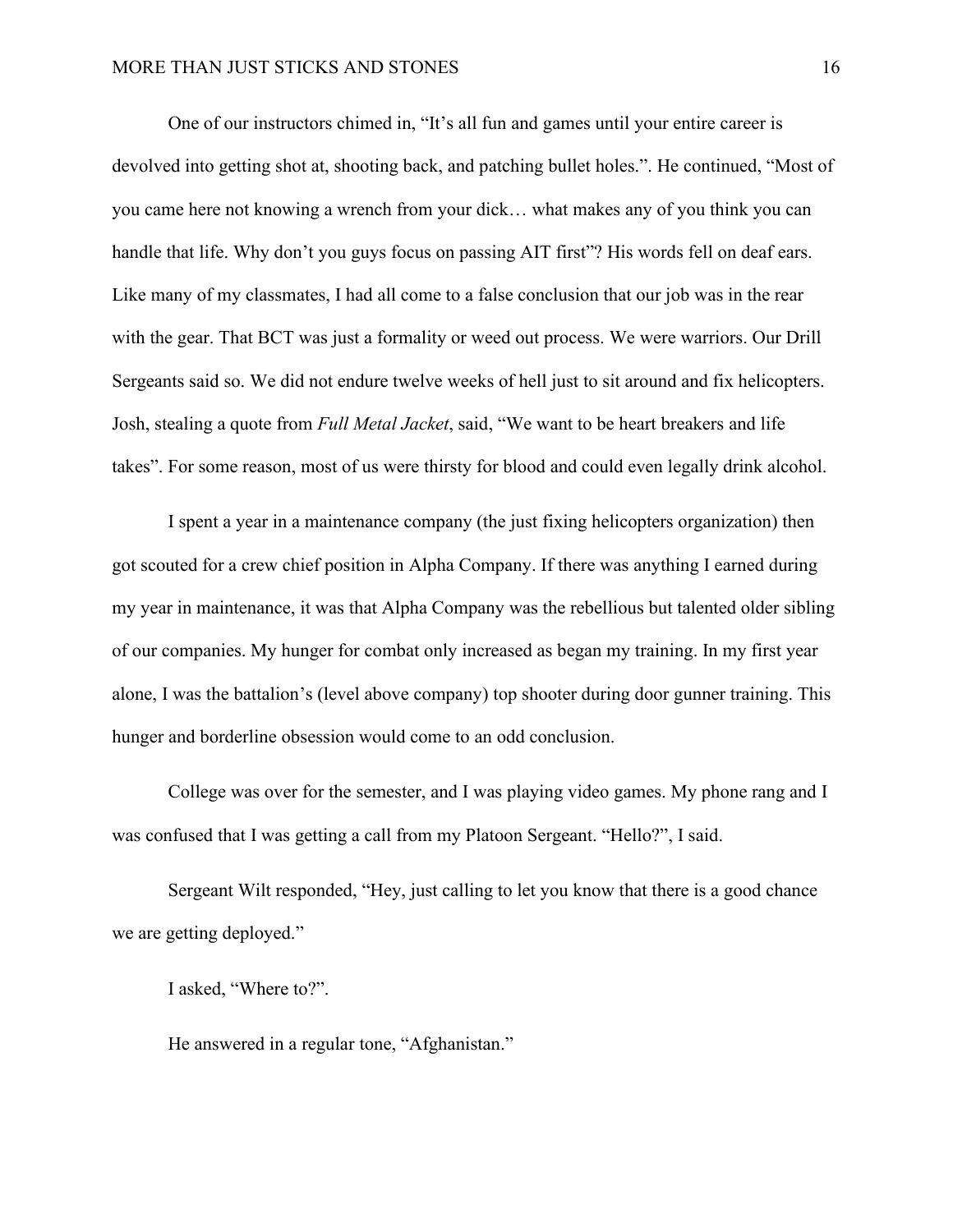One of our instructors chimed in, “It’s all fun and games until your entire career is devolved into getting shot at, shooting back, and patching bullet holes.”. He continued, “Most of you came here not knowing a wrench from your dick… what makes any of you think you can handle that life. Why don’t you guys focus on passing AIT first”? His words fell on deaf ears. Like many of my classmates, I had all come to a false conclusion that our job was in the rear with the gear. That BCT was just a formality or weed out process. We were warriors. Our Drill Sergeants said so. We did not endure twelve weeks of hell just to sit around and fix helicopters. Josh, stealing a quote from *Full Metal Jacket*, said, “We want to be heart breakers and life takes”. For some reason, most of us were thirsty for blood and could even legally drink alcohol.

I spent a year in a maintenance company (the just fixing helicopters organization) then got scouted for a crew chief position in Alpha Company. If there was anything I earned during my year in maintenance, it was that Alpha Company was the rebellious but talented older sibling of our companies. My hunger for combat only increased as began my training. In my first year alone, I was the battalion’s (level above company) top shooter during door gunner training. This hunger and borderline obsession would come to an odd conclusion.

College was over for the semester, and I was playing video games. My phone rang and I was confused that I was getting a call from my Platoon Sergeant. “Hello?”, I said.

Sergeant Wilt responded, “Hey, just calling to let you know that there is a good chance we are getting deployed.”

I asked, “Where to?”.

He answered in a regular tone, “Afghanistan.”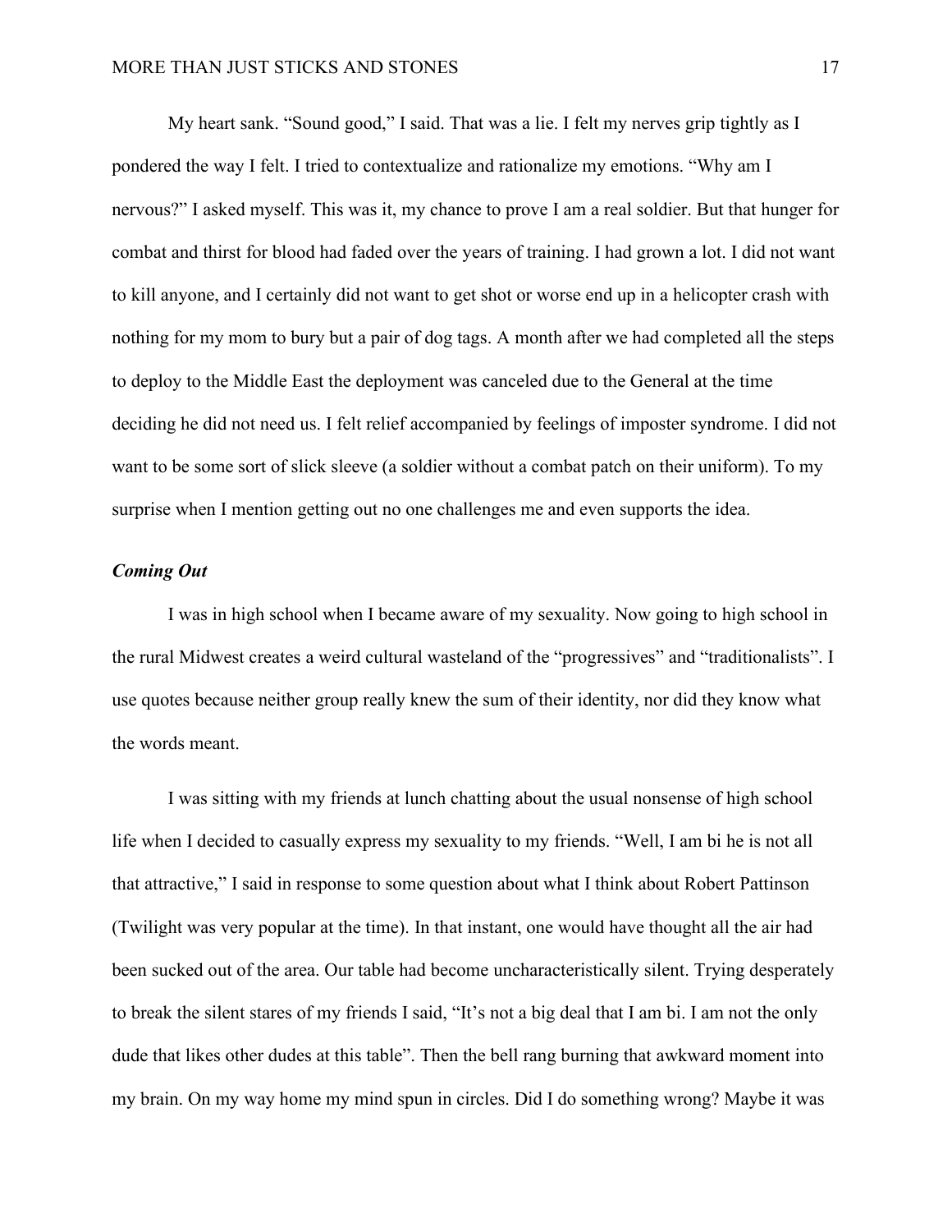My heart sank. "Sound good," I said. That was a lie. I felt my nerves grip tightly as I pondered the way I felt. I tried to contextualize and rationalize my emotions. "Why am I nervous?" I asked myself. This was it, my chance to prove I am a real soldier. But that hunger for combat and thirst for blood had faded over the years of training. I had grown a lot. I did not want to kill anyone, and I certainly did not want to get shot or worse end up in a helicopter crash with nothing for my mom to bury but a pair of dog tags. A month after we had completed all the steps to deploy to the Middle East the deployment was canceled due to the General at the time deciding he did not need us. I felt relief accompanied by feelings of imposter syndrome. I did not want to be some sort of slick sleeve (a soldier without a combat patch on their uniform). To my surprise when I mention getting out no one challenges me and even supports the idea.

### *Coming Out*

I was in high school when I became aware of my sexuality. Now going to high school in the rural Midwest creates a weird cultural wasteland of the "progressives" and "traditionalists". I use quotes because neither group really knew the sum of their identity, nor did they know what the words meant.

I was sitting with my friends at lunch chatting about the usual nonsense of high school life when I decided to casually express my sexuality to my friends. "Well, I am bi he is not all that attractive," I said in response to some question about what I think about Robert Pattinson (Twilight was very popular at the time). In that instant, one would have thought all the air had been sucked out of the area. Our table had become uncharacteristically silent. Trying desperately to break the silent stares of my friends I said, "It's not a big deal that I am bi. I am not the only dude that likes other dudes at this table". Then the bell rang burning that awkward moment into my brain. On my way home my mind spun in circles. Did I do something wrong? Maybe it was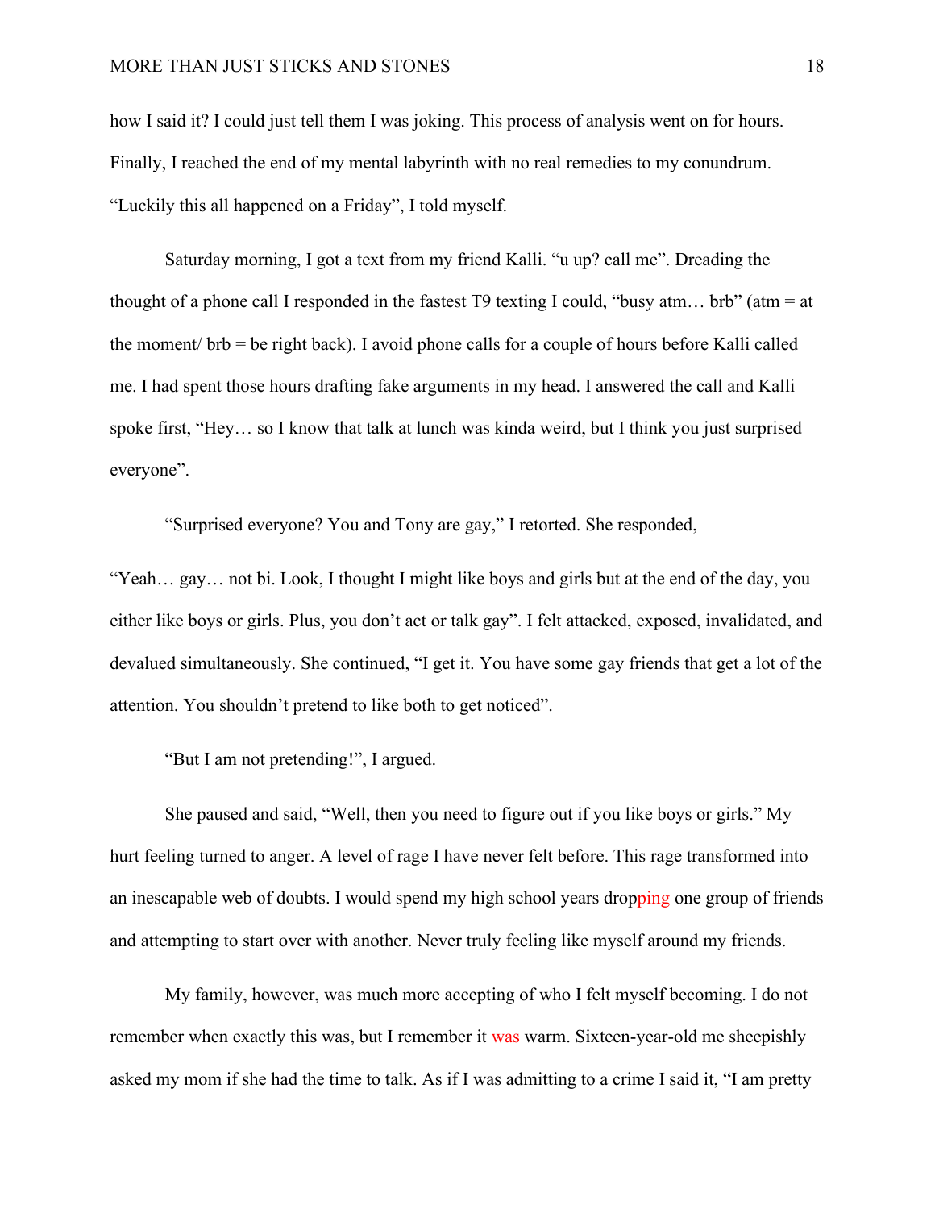how I said it? I could just tell them I was joking. This process of analysis went on for hours. Finally, I reached the end of my mental labyrinth with no real remedies to my conundrum. "Luckily this all happened on a Friday", I told myself.

Saturday morning, I got a text from my friend Kalli. "u up? call me". Dreading the thought of a phone call I responded in the fastest T9 texting I could, "busy atm… brb" (atm = at the moment/ brb = be right back). I avoid phone calls for a couple of hours before Kalli called me. I had spent those hours drafting fake arguments in my head. I answered the call and Kalli spoke first, "Hey… so I know that talk at lunch was kinda weird, but I think you just surprised everyone".

"Surprised everyone? You and Tony are gay," I retorted. She responded,

"Yeah… gay… not bi. Look, I thought I might like boys and girls but at the end of the day, you either like boys or girls. Plus, you don't act or talk gay". I felt attacked, exposed, invalidated, and devalued simultaneously. She continued, "I get it. You have some gay friends that get a lot of the attention. You shouldn't pretend to like both to get noticed".

"But I am not pretending!", I argued.

She paused and said, "Well, then you need to figure out if you like boys or girls." My hurt feeling turned to anger. A level of rage I have never felt before. This rage transformed into an inescapable web of doubts. I would spend my high school years dropping one group of friends and attempting to start over with another. Never truly feeling like myself around my friends.

My family, however, was much more accepting of who I felt myself becoming. I do not remember when exactly this was, but I remember it was warm. Sixteen-year-old me sheepishly asked my mom if she had the time to talk. As if I was admitting to a crime I said it, "I am pretty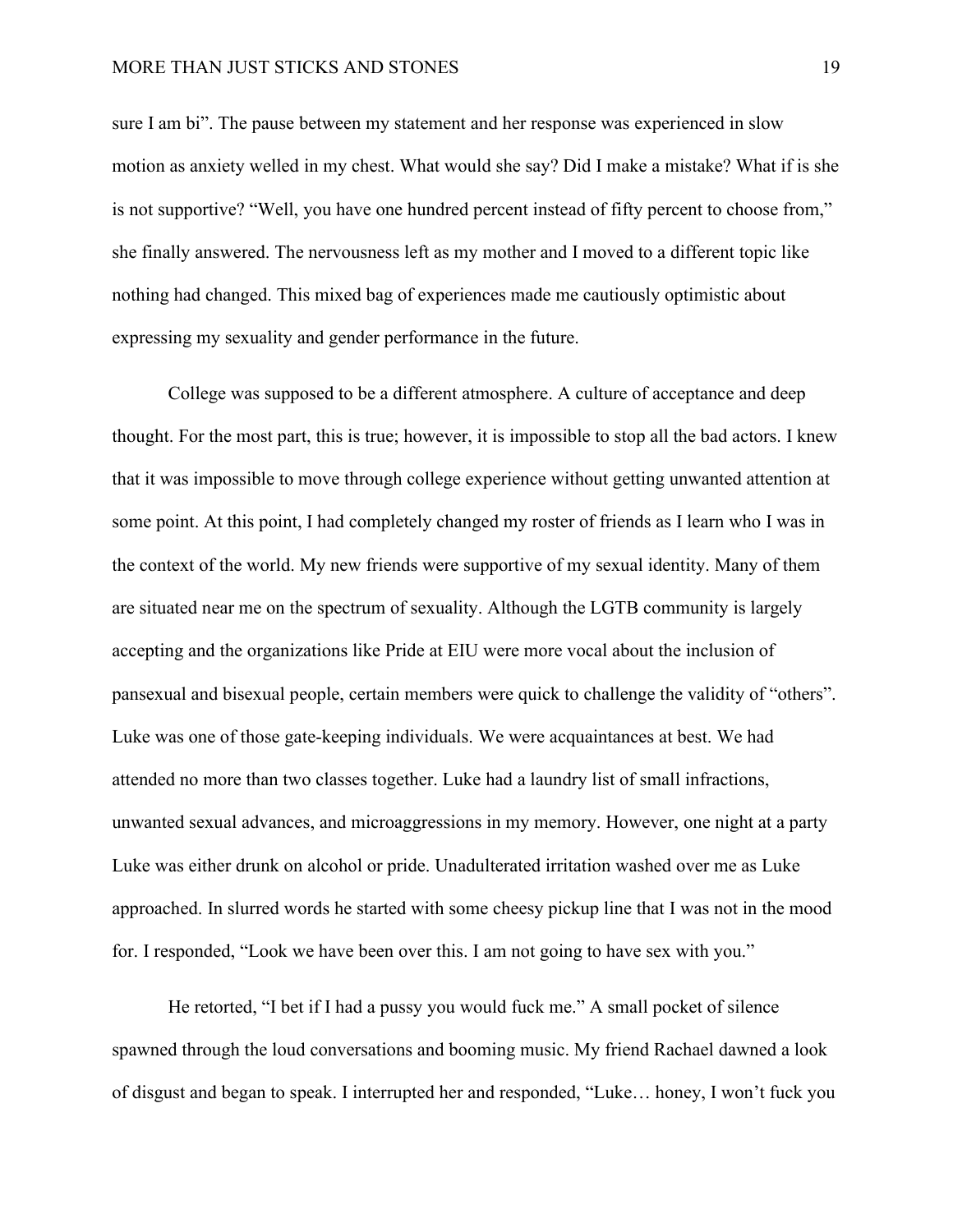sure I am bi". The pause between my statement and her response was experienced in slow motion as anxiety welled in my chest. What would she say? Did I make a mistake? What if is she is not supportive? "Well, you have one hundred percent instead of fifty percent to choose from," she finally answered. The nervousness left as my mother and I moved to a different topic like nothing had changed. This mixed bag of experiences made me cautiously optimistic about expressing my sexuality and gender performance in the future.

College was supposed to be a different atmosphere. A culture of acceptance and deep thought. For the most part, this is true; however, it is impossible to stop all the bad actors. I knew that it was impossible to move through college experience without getting unwanted attention at some point. At this point, I had completely changed my roster of friends as I learn who I was in the context of the world. My new friends were supportive of my sexual identity. Many of them are situated near me on the spectrum of sexuality. Although the LGTB community is largely accepting and the organizations like Pride at EIU were more vocal about the inclusion of pansexual and bisexual people, certain members were quick to challenge the validity of "others". Luke was one of those gate-keeping individuals. We were acquaintances at best. We had attended no more than two classes together. Luke had a laundry list of small infractions, unwanted sexual advances, and microaggressions in my memory. However, one night at a party Luke was either drunk on alcohol or pride. Unadulterated irritation washed over me as Luke approached. In slurred words he started with some cheesy pickup line that I was not in the mood for. I responded, "Look we have been over this. I am not going to have sex with you."

He retorted, "I bet if I had a pussy you would fuck me." A small pocket of silence spawned through the loud conversations and booming music. My friend Rachael dawned a look of disgust and began to speak. I interrupted her and responded, "Luke… honey, I won't fuck you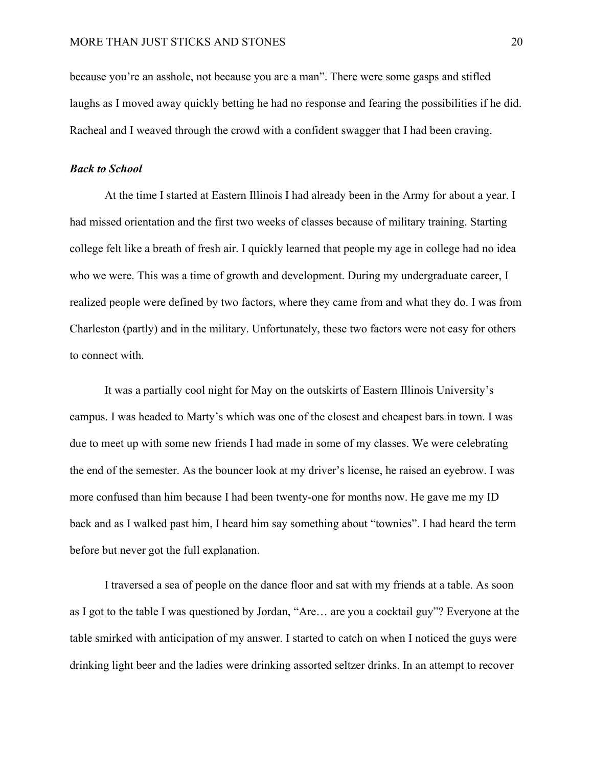because you're an asshole, not because you are a man". There were some gasps and stifled laughs as I moved away quickly betting he had no response and fearing the possibilities if he did. Racheal and I weaved through the crowd with a confident swagger that I had been craving.

### *Back to School*

At the time I started at Eastern Illinois I had already been in the Army for about a year. I had missed orientation and the first two weeks of classes because of military training. Starting college felt like a breath of fresh air. I quickly learned that people my age in college had no idea who we were. This was a time of growth and development. During my undergraduate career, I realized people were defined by two factors, where they came from and what they do. I was from Charleston (partly) and in the military. Unfortunately, these two factors were not easy for others to connect with.

It was a partially cool night for May on the outskirts of Eastern Illinois University's campus. I was headed to Marty's which was one of the closest and cheapest bars in town. I was due to meet up with some new friends I had made in some of my classes. We were celebrating the end of the semester. As the bouncer look at my driver's license, he raised an eyebrow. I was more confused than him because I had been twenty-one for months now. He gave me my ID back and as I walked past him, I heard him say something about "townies". I had heard the term before but never got the full explanation.

I traversed a sea of people on the dance floor and sat with my friends at a table. As soon as I got to the table I was questioned by Jordan, "Are… are you a cocktail guy"? Everyone at the table smirked with anticipation of my answer. I started to catch on when I noticed the guys were drinking light beer and the ladies were drinking assorted seltzer drinks. In an attempt to recover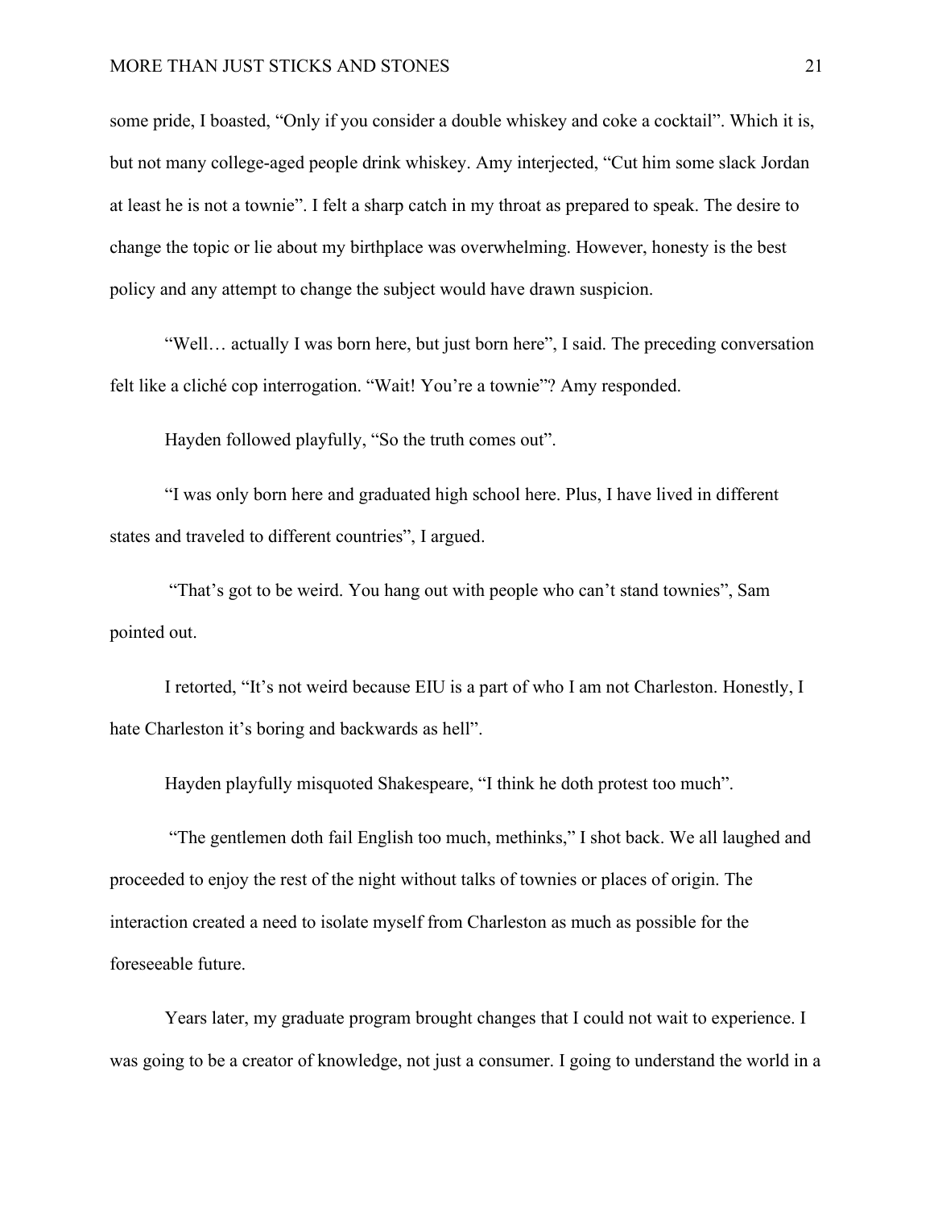some pride, I boasted, “Only if you consider a double whiskey and coke a cocktail”. Which it is, but not many college-aged people drink whiskey. Amy interjected, “Cut him some slack Jordan at least he is not a townie”. I felt a sharp catch in my throat as prepared to speak. The desire to change the topic or lie about my birthplace was overwhelming. However, honesty is the best policy and any attempt to change the subject would have drawn suspicion.

“Well… actually I was born here, but just born here”, I said. The preceding conversation felt like a cliché cop interrogation. “Wait! You’re a townie”? Amy responded.

Hayden followed playfully, “So the truth comes out”.

“I was only born here and graduated high school here. Plus, I have lived in different states and traveled to different countries”, I argued.

“That’s got to be weird. You hang out with people who can’t stand townies”, Sam pointed out.

I retorted, “It’s not weird because EIU is a part of who I am not Charleston. Honestly, I hate Charleston it’s boring and backwards as hell”.

Hayden playfully misquoted Shakespeare, “I think he doth protest too much”.

“The gentlemen doth fail English too much, methinks,” I shot back. We all laughed and proceeded to enjoy the rest of the night without talks of townies or places of origin. The interaction created a need to isolate myself from Charleston as much as possible for the foreseeable future.

Years later, my graduate program brought changes that I could not wait to experience. I was going to be a creator of knowledge, not just a consumer. I going to understand the world in a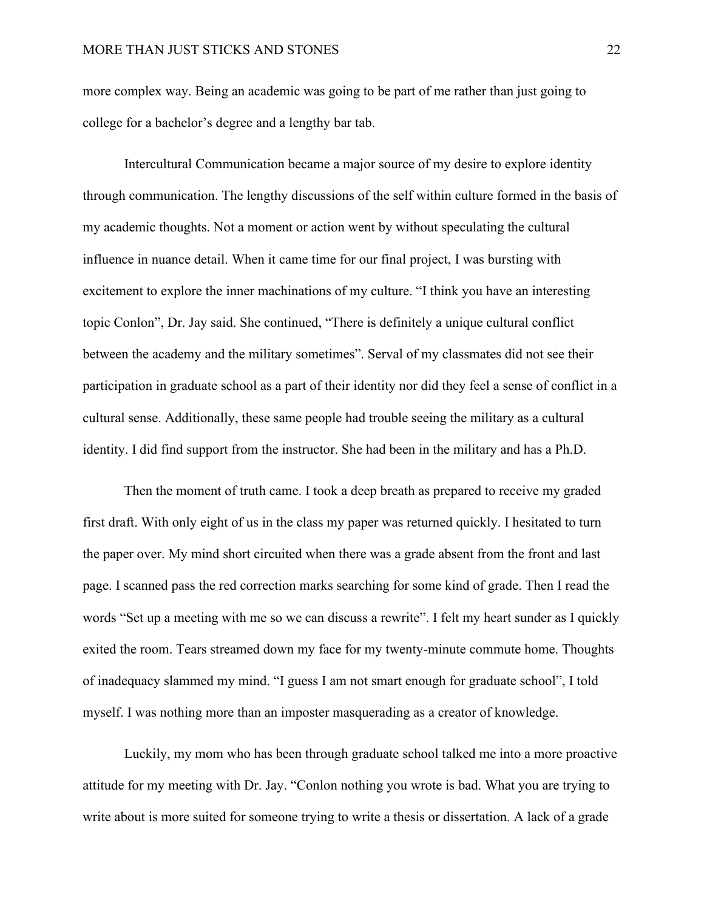more complex way. Being an academic was going to be part of me rather than just going to college for a bachelor's degree and a lengthy bar tab.

Intercultural Communication became a major source of my desire to explore identity through communication. The lengthy discussions of the self within culture formed in the basis of my academic thoughts. Not a moment or action went by without speculating the cultural influence in nuance detail. When it came time for our final project, I was bursting with excitement to explore the inner machinations of my culture. "I think you have an interesting topic Conlon", Dr. Jay said. She continued, "There is definitely a unique cultural conflict between the academy and the military sometimes". Serval of my classmates did not see their participation in graduate school as a part of their identity nor did they feel a sense of conflict in a cultural sense. Additionally, these same people had trouble seeing the military as a cultural identity. I did find support from the instructor. She had been in the military and has a Ph.D.

Then the moment of truth came. I took a deep breath as prepared to receive my graded first draft. With only eight of us in the class my paper was returned quickly. I hesitated to turn the paper over. My mind short circuited when there was a grade absent from the front and last page. I scanned pass the red correction marks searching for some kind of grade. Then I read the words "Set up a meeting with me so we can discuss a rewrite". I felt my heart sunder as I quickly exited the room. Tears streamed down my face for my twenty-minute commute home. Thoughts of inadequacy slammed my mind. "I guess I am not smart enough for graduate school", I told myself. I was nothing more than an imposter masquerading as a creator of knowledge.

Luckily, my mom who has been through graduate school talked me into a more proactive attitude for my meeting with Dr. Jay. "Conlon nothing you wrote is bad. What you are trying to write about is more suited for someone trying to write a thesis or dissertation. A lack of a grade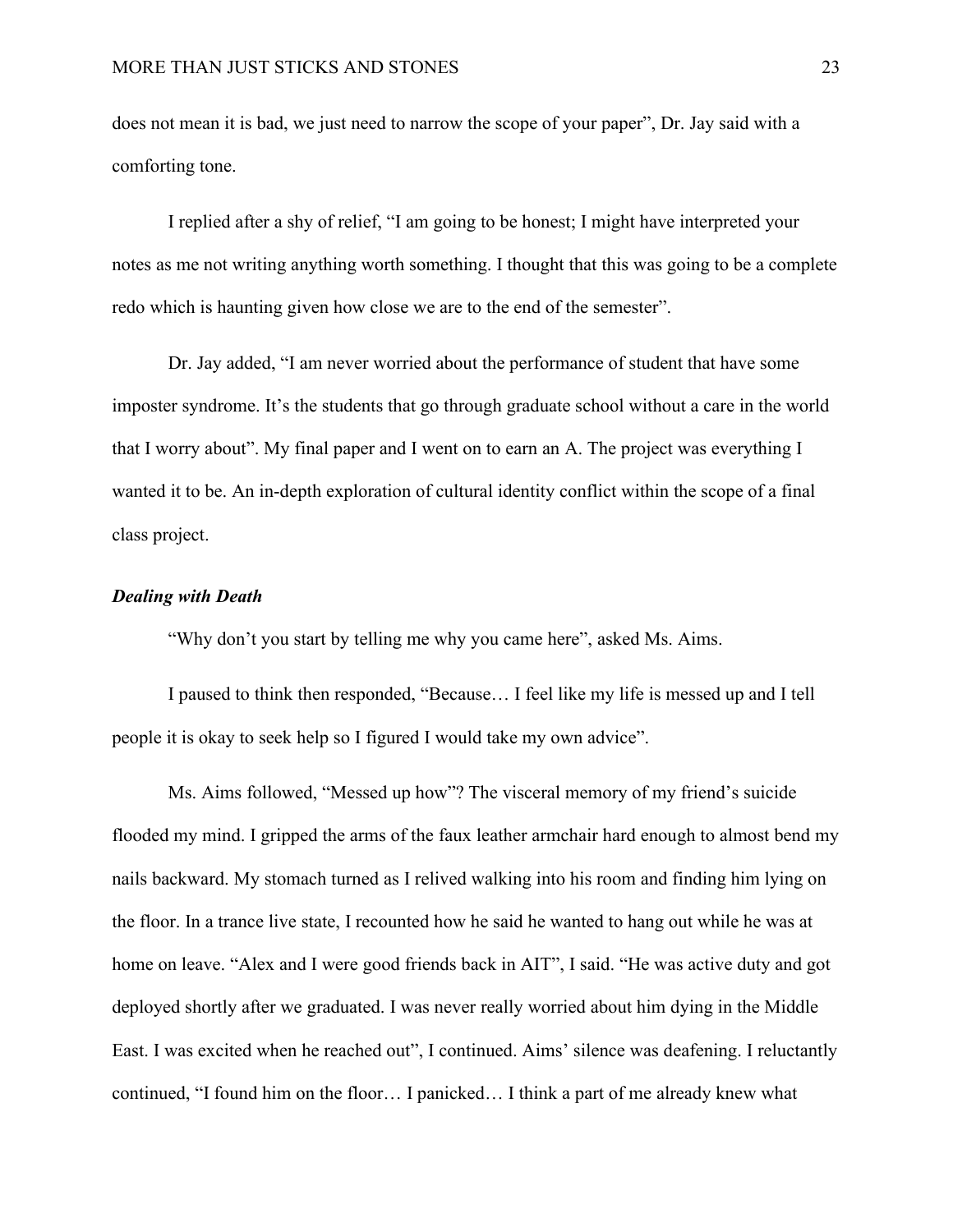does not mean it is bad, we just need to narrow the scope of your paper", Dr. Jay said with a comforting tone.

I replied after a shy of relief, "I am going to be honest; I might have interpreted your notes as me not writing anything worth something. I thought that this was going to be a complete redo which is haunting given how close we are to the end of the semester".

Dr. Jay added, "I am never worried about the performance of student that have some imposter syndrome. It's the students that go through graduate school without a care in the world that I worry about". My final paper and I went on to earn an A. The project was everything I wanted it to be. An in-depth exploration of cultural identity conflict within the scope of a final class project.

### ***Dealing with Death***

"Why don't you start by telling me why you came here", asked Ms. Aims.

I paused to think then responded, "Because… I feel like my life is messed up and I tell people it is okay to seek help so I figured I would take my own advice".

Ms. Aims followed, "Messed up how"? The visceral memory of my friend's suicide flooded my mind. I gripped the arms of the faux leather armchair hard enough to almost bend my nails backward. My stomach turned as I relived walking into his room and finding him lying on the floor. In a trance live state, I recounted how he said he wanted to hang out while he was at home on leave. "Alex and I were good friends back in AIT", I said. "He was active duty and got deployed shortly after we graduated. I was never really worried about him dying in the Middle East. I was excited when he reached out", I continued. Aims' silence was deafening. I reluctantly continued, "I found him on the floor… I panicked… I think a part of me already knew what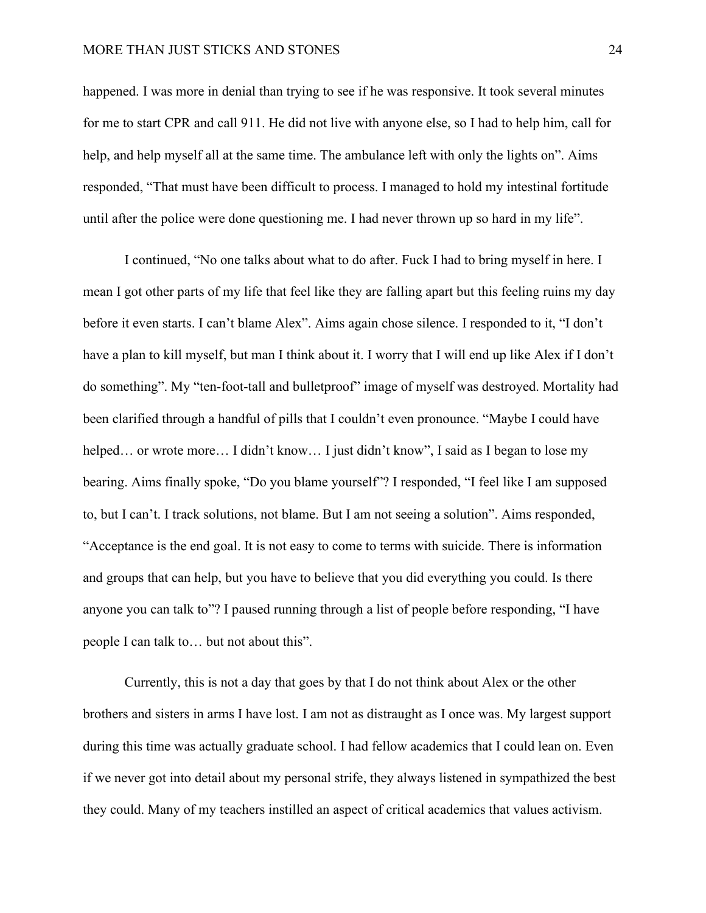happened. I was more in denial than trying to see if he was responsive. It took several minutes for me to start CPR and call 911. He did not live with anyone else, so I had to help him, call for help, and help myself all at the same time. The ambulance left with only the lights on". Aims responded, "That must have been difficult to process. I managed to hold my intestinal fortitude until after the police were done questioning me. I had never thrown up so hard in my life".

I continued, "No one talks about what to do after. Fuck I had to bring myself in here. I mean I got other parts of my life that feel like they are falling apart but this feeling ruins my day before it even starts. I can't blame Alex". Aims again chose silence. I responded to it, "I don't have a plan to kill myself, but man I think about it. I worry that I will end up like Alex if I don't do something". My "ten-foot-tall and bulletproof" image of myself was destroyed. Mortality had been clarified through a handful of pills that I couldn't even pronounce. "Maybe I could have helped… or wrote more… I didn't know… I just didn't know", I said as I began to lose my bearing. Aims finally spoke, "Do you blame yourself"? I responded, "I feel like I am supposed to, but I can't. I track solutions, not blame. But I am not seeing a solution". Aims responded, "Acceptance is the end goal. It is not easy to come to terms with suicide. There is information and groups that can help, but you have to believe that you did everything you could. Is there anyone you can talk to"? I paused running through a list of people before responding, "I have people I can talk to… but not about this".

Currently, this is not a day that goes by that I do not think about Alex or the other brothers and sisters in arms I have lost. I am not as distraught as I once was. My largest support during this time was actually graduate school. I had fellow academics that I could lean on. Even if we never got into detail about my personal strife, they always listened in sympathized the best they could. Many of my teachers instilled an aspect of critical academics that values activism.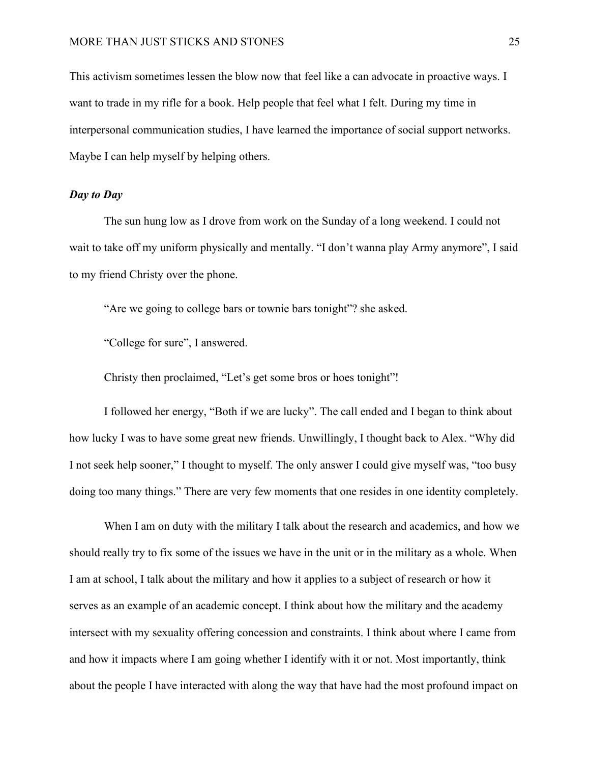This activism sometimes lessen the blow now that feel like a can advocate in proactive ways. I want to trade in my rifle for a book. Help people that feel what I felt. During my time in interpersonal communication studies, I have learned the importance of social support networks. Maybe I can help myself by helping others.

***Day to Day***

The sun hung low as I drove from work on the Sunday of a long weekend. I could not wait to take off my uniform physically and mentally. "I don't wanna play Army anymore", I said to my friend Christy over the phone.

"Are we going to college bars or townie bars tonight"? she asked.

"College for sure", I answered.

Christy then proclaimed, "Let's get some bros or hoes tonight"!

I followed her energy, "Both if we are lucky". The call ended and I began to think about how lucky I was to have some great new friends. Unwillingly, I thought back to Alex. "Why did I not seek help sooner," I thought to myself. The only answer I could give myself was, "too busy doing too many things." There are very few moments that one resides in one identity completely.

When I am on duty with the military I talk about the research and academics, and how we should really try to fix some of the issues we have in the unit or in the military as a whole. When I am at school, I talk about the military and how it applies to a subject of research or how it serves as an example of an academic concept. I think about how the military and the academy intersect with my sexuality offering concession and constraints. I think about where I came from and how it impacts where I am going whether I identify with it or not. Most importantly, think about the people I have interacted with along the way that have had the most profound impact on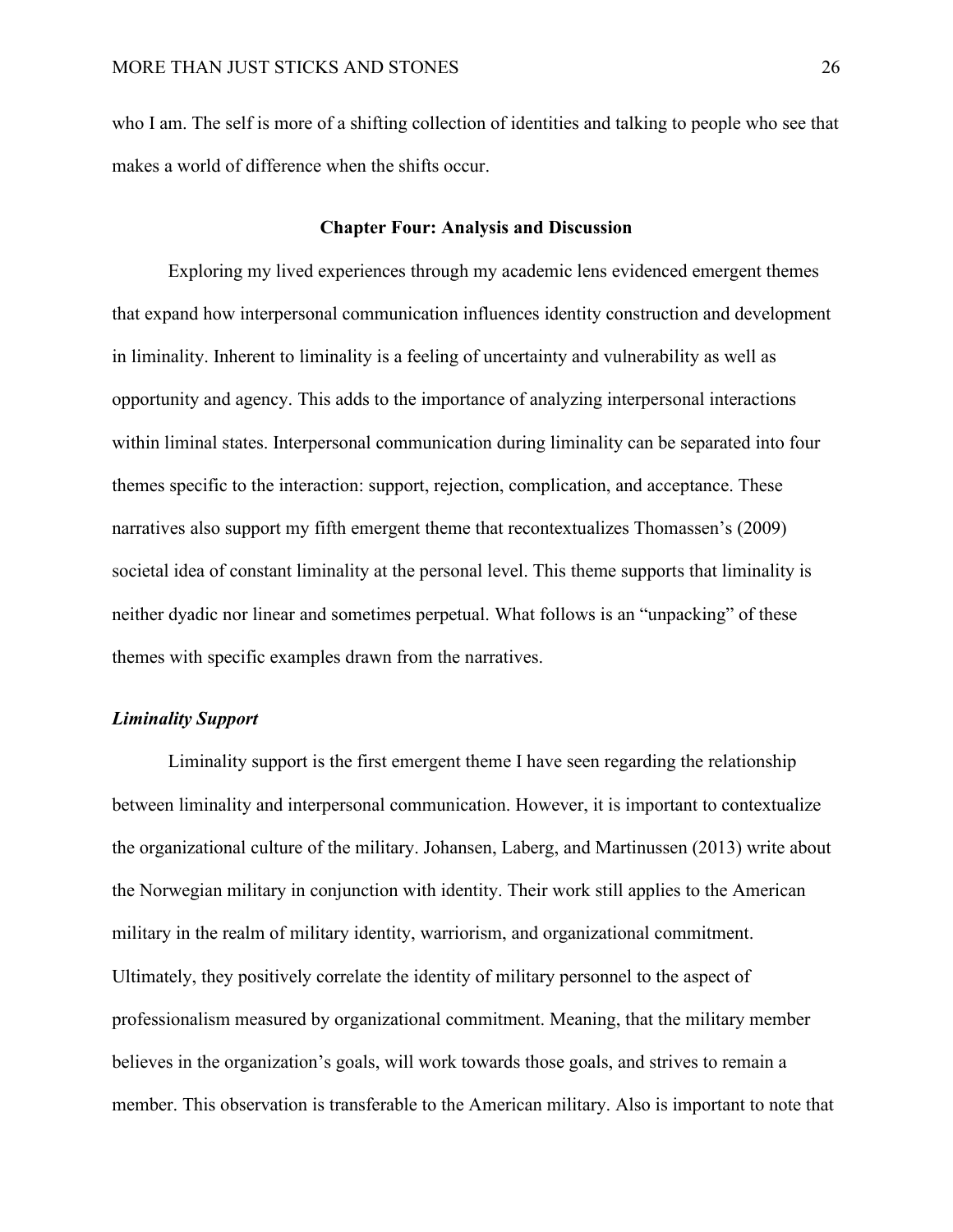who I am. The self is more of a shifting collection of identities and talking to people who see that makes a world of difference when the shifts occur.

## Chapter Four: Analysis and Discussion

Exploring my lived experiences through my academic lens evidenced emergent themes that expand how interpersonal communication influences identity construction and development in liminality. Inherent to liminality is a feeling of uncertainty and vulnerability as well as opportunity and agency. This adds to the importance of analyzing interpersonal interactions within liminal states. Interpersonal communication during liminality can be separated into four themes specific to the interaction: support, rejection, complication, and acceptance. These narratives also support my fifth emergent theme that recontextualizes Thomassen's (2009) societal idea of constant liminality at the personal level. This theme supports that liminality is neither dyadic nor linear and sometimes perpetual. What follows is an "unpacking" of these themes with specific examples drawn from the narratives.

### *Liminality Support*

Liminality support is the first emergent theme I have seen regarding the relationship between liminality and interpersonal communication. However, it is important to contextualize the organizational culture of the military. Johansen, Laberg, and Martinussen (2013) write about the Norwegian military in conjunction with identity. Their work still applies to the American military in the realm of military identity, warriorism, and organizational commitment. Ultimately, they positively correlate the identity of military personnel to the aspect of professionalism measured by organizational commitment. Meaning, that the military member believes in the organization's goals, will work towards those goals, and strives to remain a member. This observation is transferable to the American military. Also is important to note that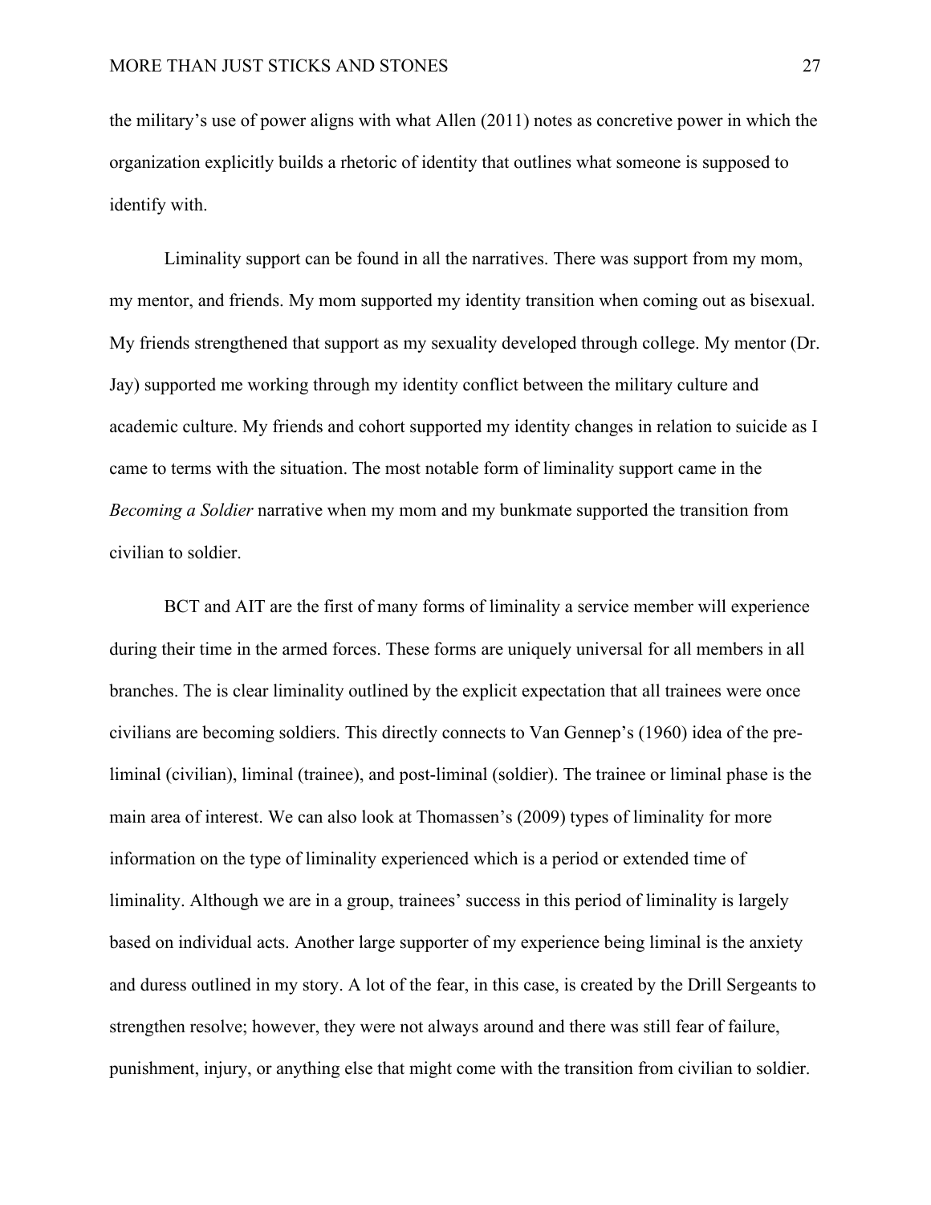the military's use of power aligns with what Allen (2011) notes as concretive power in which the organization explicitly builds a rhetoric of identity that outlines what someone is supposed to identify with.

Liminality support can be found in all the narratives. There was support from my mom, my mentor, and friends. My mom supported my identity transition when coming out as bisexual. My friends strengthened that support as my sexuality developed through college. My mentor (Dr. Jay) supported me working through my identity conflict between the military culture and academic culture. My friends and cohort supported my identity changes in relation to suicide as I came to terms with the situation. The most notable form of liminality support came in the *Becoming a Soldier* narrative when my mom and my bunkmate supported the transition from civilian to soldier.

BCT and AIT are the first of many forms of liminality a service member will experience during their time in the armed forces. These forms are uniquely universal for all members in all branches. The is clear liminality outlined by the explicit expectation that all trainees were once civilians are becoming soldiers. This directly connects to Van Gennep's (1960) idea of the pre-liminal (civilian), liminal (trainee), and post-liminal (soldier). The trainee or liminal phase is the main area of interest. We can also look at Thomassen's (2009) types of liminality for more information on the type of liminality experienced which is a period or extended time of liminality. Although we are in a group, trainees' success in this period of liminality is largely based on individual acts. Another large supporter of my experience being liminal is the anxiety and duress outlined in my story. A lot of the fear, in this case, is created by the Drill Sergeants to strengthen resolve; however, they were not always around and there was still fear of failure, punishment, injury, or anything else that might come with the transition from civilian to soldier.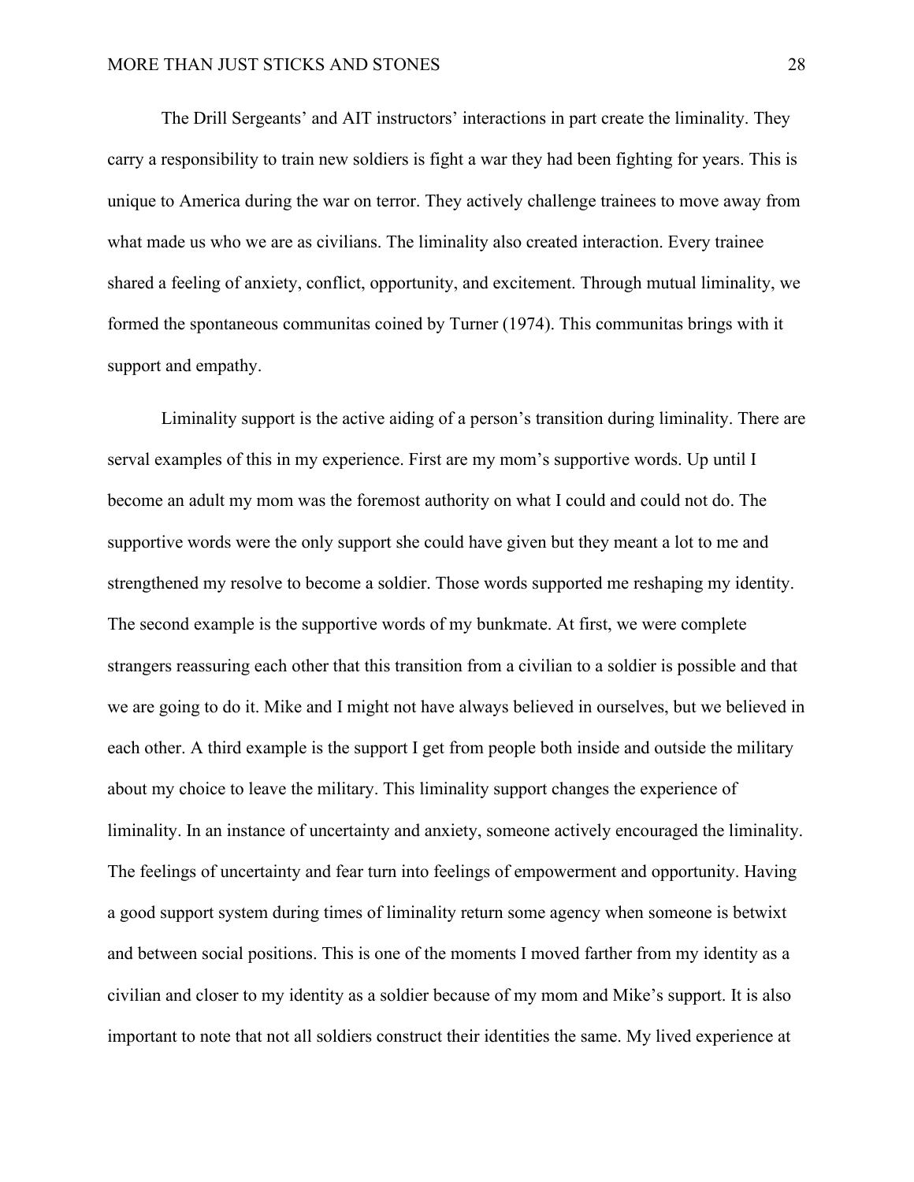The Drill Sergeants' and AIT instructors' interactions in part create the liminality. They carry a responsibility to train new soldiers is fight a war they had been fighting for years. This is unique to America during the war on terror. They actively challenge trainees to move away from what made us who we are as civilians. The liminality also created interaction. Every trainee shared a feeling of anxiety, conflict, opportunity, and excitement. Through mutual liminality, we formed the spontaneous communitas coined by Turner (1974). This communitas brings with it support and empathy.

Liminality support is the active aiding of a person's transition during liminality. There are serval examples of this in my experience. First are my mom's supportive words. Up until I become an adult my mom was the foremost authority on what I could and could not do. The supportive words were the only support she could have given but they meant a lot to me and strengthened my resolve to become a soldier. Those words supported me reshaping my identity. The second example is the supportive words of my bunkmate. At first, we were complete strangers reassuring each other that this transition from a civilian to a soldier is possible and that we are going to do it. Mike and I might not have always believed in ourselves, but we believed in each other. A third example is the support I get from people both inside and outside the military about my choice to leave the military. This liminality support changes the experience of liminality. In an instance of uncertainty and anxiety, someone actively encouraged the liminality. The feelings of uncertainty and fear turn into feelings of empowerment and opportunity. Having a good support system during times of liminality return some agency when someone is betwixt and between social positions. This is one of the moments I moved farther from my identity as a civilian and closer to my identity as a soldier because of my mom and Mike's support. It is also important to note that not all soldiers construct their identities the same. My lived experience at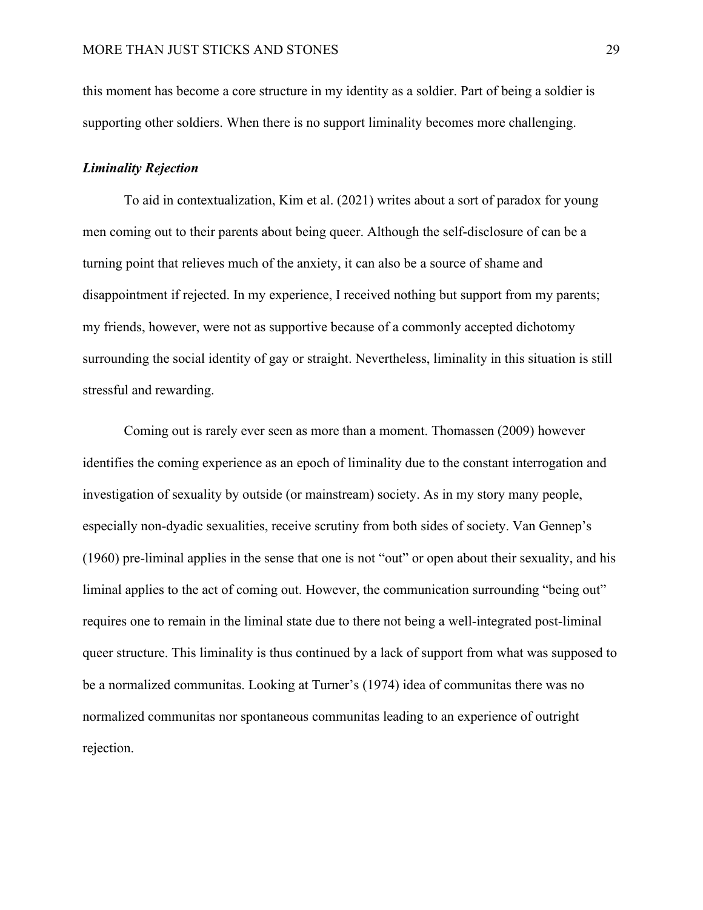this moment has become a core structure in my identity as a soldier. Part of being a soldier is supporting other soldiers. When there is no support liminality becomes more challenging.

### *Liminality Rejection*

To aid in contextualization, Kim et al. (2021) writes about a sort of paradox for young men coming out to their parents about being queer. Although the self-disclosure of can be a turning point that relieves much of the anxiety, it can also be a source of shame and disappointment if rejected. In my experience, I received nothing but support from my parents; my friends, however, were not as supportive because of a commonly accepted dichotomy surrounding the social identity of gay or straight. Nevertheless, liminality in this situation is still stressful and rewarding.

Coming out is rarely ever seen as more than a moment. Thomassen (2009) however identifies the coming experience as an epoch of liminality due to the constant interrogation and investigation of sexuality by outside (or mainstream) society. As in my story many people, especially non-dyadic sexualities, receive scrutiny from both sides of society. Van Gennep's (1960) pre-liminal applies in the sense that one is not "out" or open about their sexuality, and his liminal applies to the act of coming out. However, the communication surrounding "being out" requires one to remain in the liminal state due to there not being a well-integrated post-liminal queer structure. This liminality is thus continued by a lack of support from what was supposed to be a normalized communitas. Looking at Turner's (1974) idea of communitas there was no normalized communitas nor spontaneous communitas leading to an experience of outright rejection.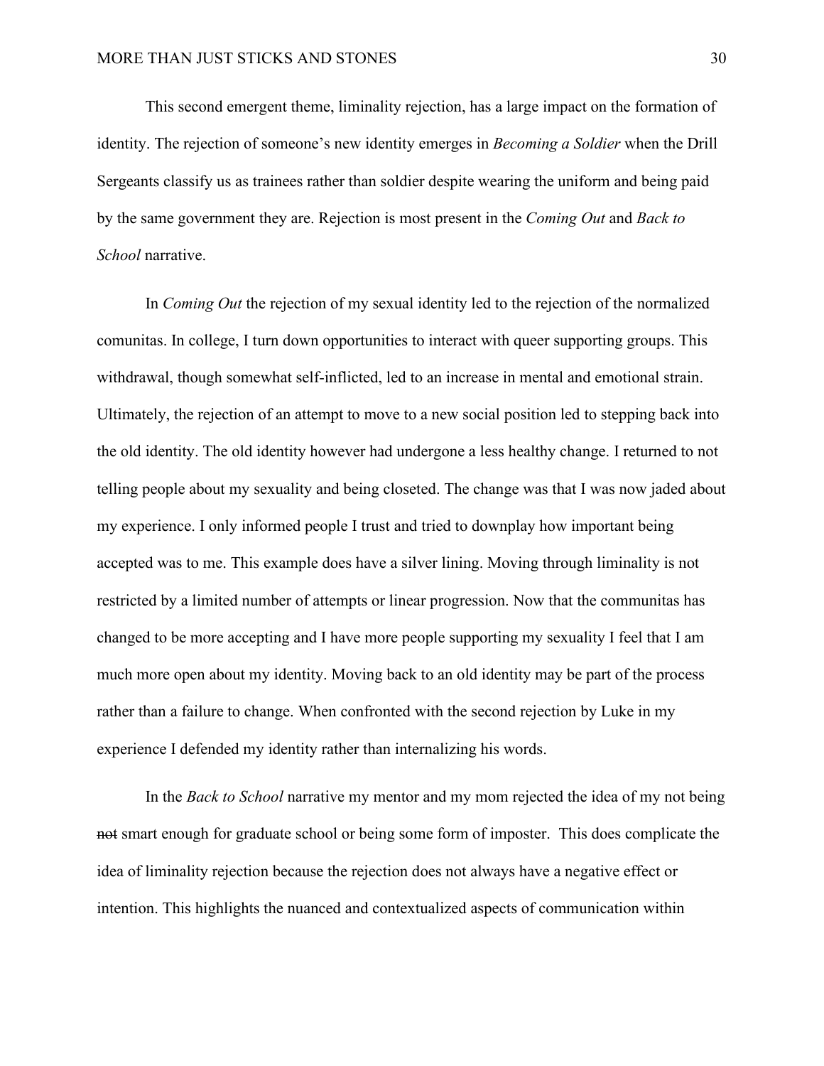This second emergent theme, liminality rejection, has a large impact on the formation of identity. The rejection of someone's new identity emerges in *Becoming a Soldier* when the Drill Sergeants classify us as trainees rather than soldier despite wearing the uniform and being paid by the same government they are. Rejection is most present in the *Coming Out* and *Back to School* narrative.

In *Coming Out* the rejection of my sexual identity led to the rejection of the normalized comunitas. In college, I turn down opportunities to interact with queer supporting groups. This withdrawal, though somewhat self-inflicted, led to an increase in mental and emotional strain. Ultimately, the rejection of an attempt to move to a new social position led to stepping back into the old identity. The old identity however had undergone a less healthy change. I returned to not telling people about my sexuality and being closeted. The change was that I was now jaded about my experience. I only informed people I trust and tried to downplay how important being accepted was to me. This example does have a silver lining. Moving through liminality is not restricted by a limited number of attempts or linear progression. Now that the communitas has changed to be more accepting and I have more people supporting my sexuality I feel that I am much more open about my identity. Moving back to an old identity may be part of the process rather than a failure to change. When confronted with the second rejection by Luke in my experience I defended my identity rather than internalizing his words.

In the *Back to School* narrative my mentor and my mom rejected the idea of my not being ~~not~~ smart enough for graduate school or being some form of imposter. This does complicate the idea of liminality rejection because the rejection does not always have a negative effect or intention. This highlights the nuanced and contextualized aspects of communication within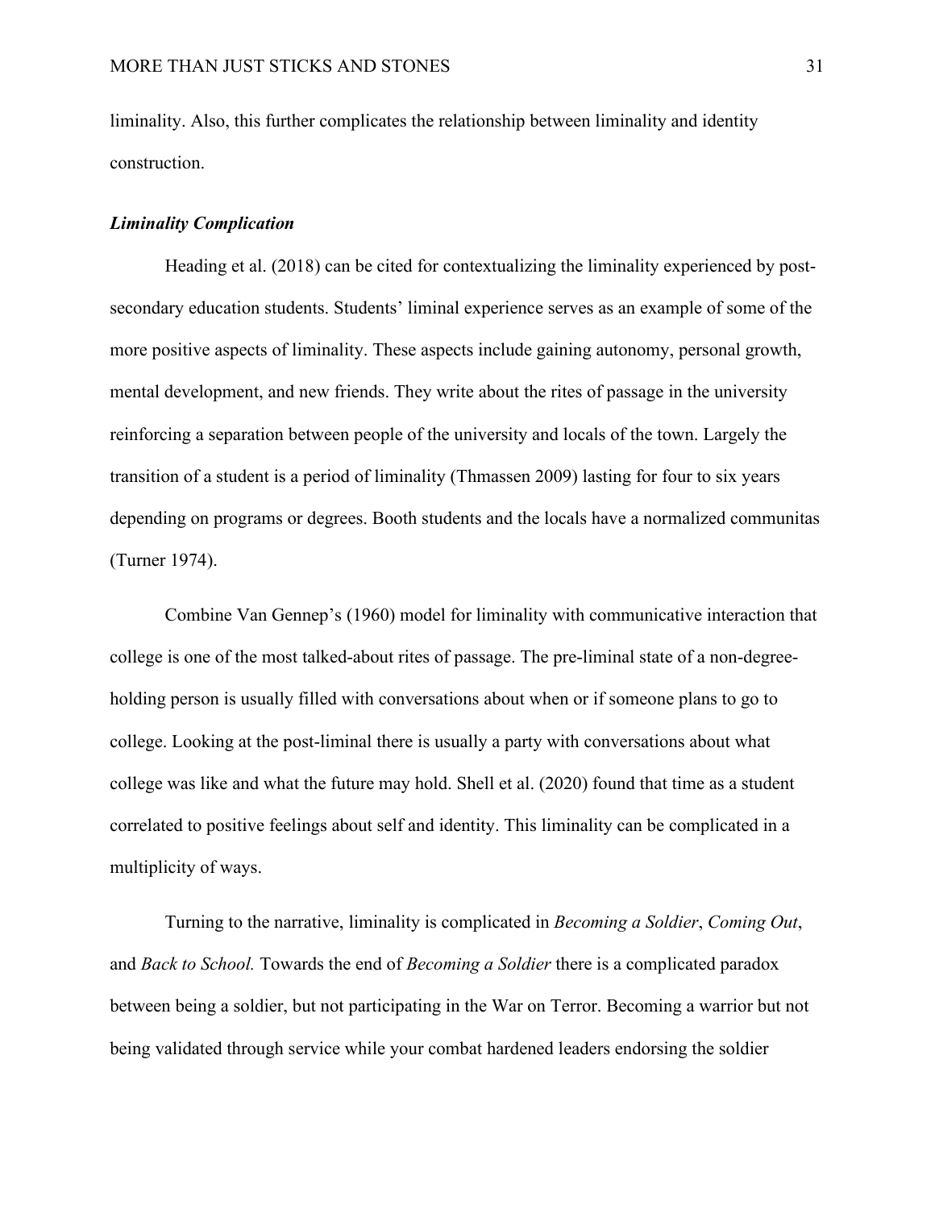liminality. Also, this further complicates the relationship between liminality and identity construction.

### ***Liminality Complication***

Heading et al. (2018) can be cited for contextualizing the liminality experienced by post-secondary education students. Students' liminal experience serves as an example of some of the more positive aspects of liminality. These aspects include gaining autonomy, personal growth, mental development, and new friends. They write about the rites of passage in the university reinforcing a separation between people of the university and locals of the town. Largely the transition of a student is a period of liminality (Thmassen 2009) lasting for four to six years depending on programs or degrees. Booth students and the locals have a normalized communitas (Turner 1974).

Combine Van Gennep's (1960) model for liminality with communicative interaction that college is one of the most talked-about rites of passage. The pre-liminal state of a non-degree-holding person is usually filled with conversations about when or if someone plans to go to college. Looking at the post-liminal there is usually a party with conversations about what college was like and what the future may hold. Shell et al. (2020) found that time as a student correlated to positive feelings about self and identity. This liminality can be complicated in a multiplicity of ways.

Turning to the narrative, liminality is complicated in *Becoming a Soldier*, *Coming Out*, and *Back to School.* Towards the end of *Becoming a Soldier* there is a complicated paradox between being a soldier, but not participating in the War on Terror. Becoming a warrior but not being validated through service while your combat hardened leaders endorsing the soldier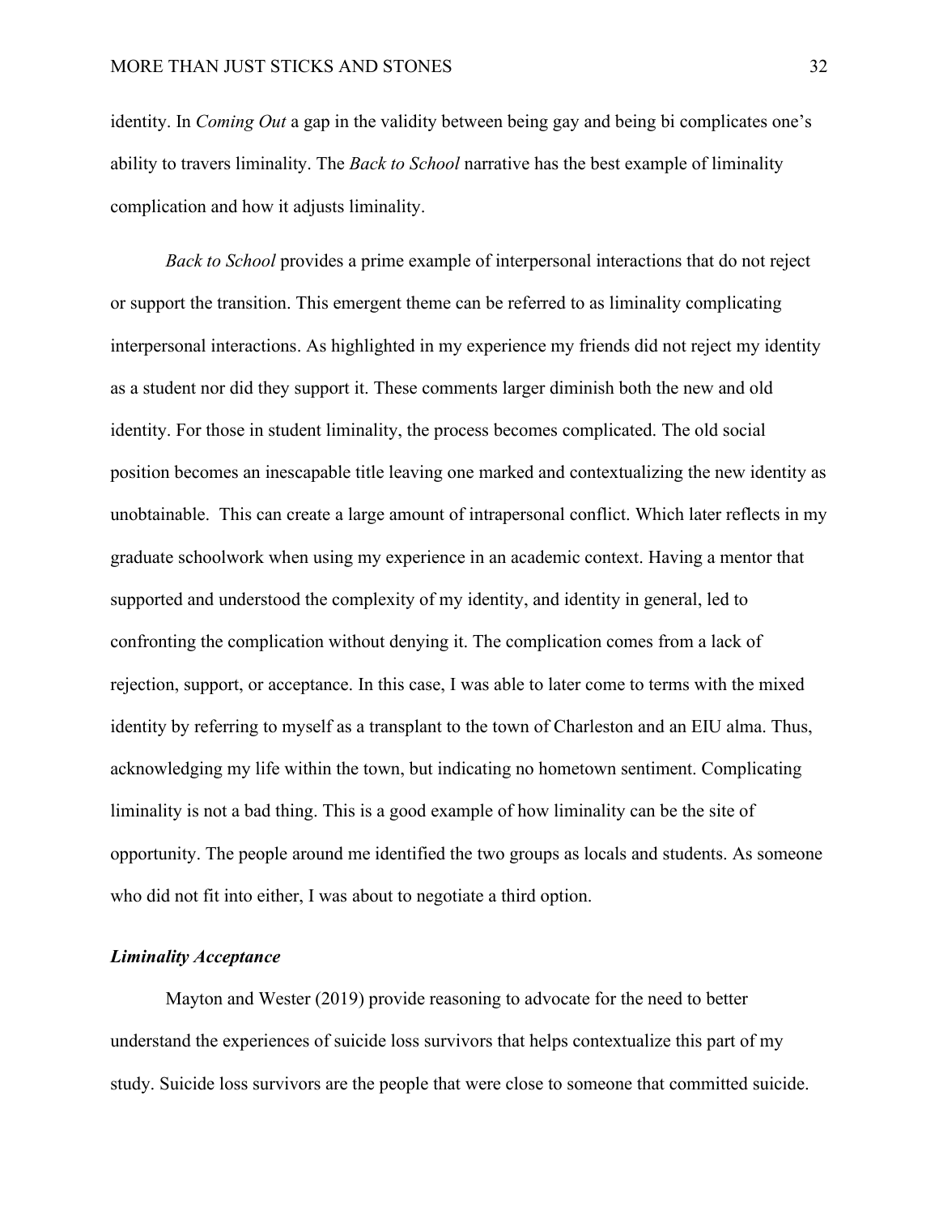identity. In *Coming Out* a gap in the validity between being gay and being bi complicates one's ability to travers liminality. The *Back to School* narrative has the best example of liminality complication and how it adjusts liminality.

*Back to School* provides a prime example of interpersonal interactions that do not reject or support the transition. This emergent theme can be referred to as liminality complicating interpersonal interactions. As highlighted in my experience my friends did not reject my identity as a student nor did they support it. These comments larger diminish both the new and old identity. For those in student liminality, the process becomes complicated. The old social position becomes an inescapable title leaving one marked and contextualizing the new identity as unobtainable.  This can create a large amount of intrapersonal conflict. Which later reflects in my graduate schoolwork when using my experience in an academic context. Having a mentor that supported and understood the complexity of my identity, and identity in general, led to confronting the complication without denying it. The complication comes from a lack of rejection, support, or acceptance. In this case, I was able to later come to terms with the mixed identity by referring to myself as a transplant to the town of Charleston and an EIU alma. Thus, acknowledging my life within the town, but indicating no hometown sentiment. Complicating liminality is not a bad thing. This is a good example of how liminality can be the site of opportunity. The people around me identified the two groups as locals and students. As someone who did not fit into either, I was about to negotiate a third option.

### *Liminality Acceptance*

Mayton and Wester (2019) provide reasoning to advocate for the need to better understand the experiences of suicide loss survivors that helps contextualize this part of my study. Suicide loss survivors are the people that were close to someone that committed suicide.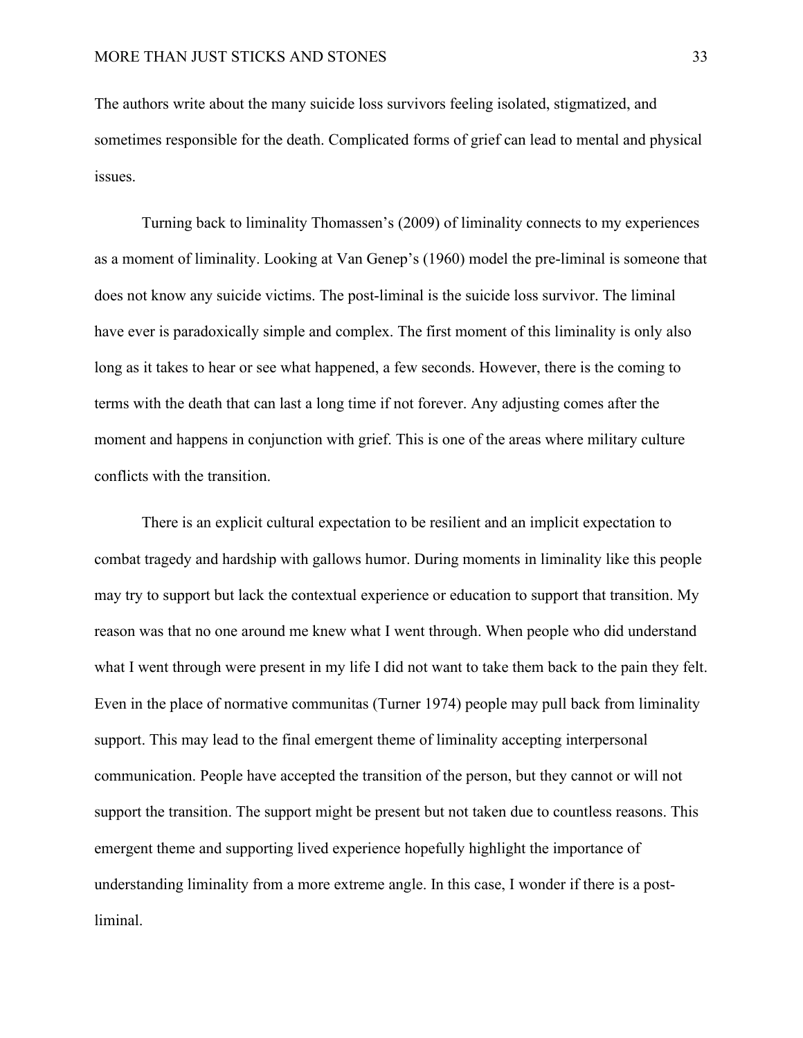The authors write about the many suicide loss survivors feeling isolated, stigmatized, and sometimes responsible for the death. Complicated forms of grief can lead to mental and physical issues.

Turning back to liminality Thomassen's (2009) of liminality connects to my experiences as a moment of liminality. Looking at Van Genep's (1960) model the pre-liminal is someone that does not know any suicide victims. The post-liminal is the suicide loss survivor. The liminal have ever is paradoxically simple and complex. The first moment of this liminality is only also long as it takes to hear or see what happened, a few seconds. However, there is the coming to terms with the death that can last a long time if not forever. Any adjusting comes after the moment and happens in conjunction with grief. This is one of the areas where military culture conflicts with the transition.

There is an explicit cultural expectation to be resilient and an implicit expectation to combat tragedy and hardship with gallows humor. During moments in liminality like this people may try to support but lack the contextual experience or education to support that transition. My reason was that no one around me knew what I went through. When people who did understand what I went through were present in my life I did not want to take them back to the pain they felt. Even in the place of normative communitas (Turner 1974) people may pull back from liminality support. This may lead to the final emergent theme of liminality accepting interpersonal communication. People have accepted the transition of the person, but they cannot or will not support the transition. The support might be present but not taken due to countless reasons. This emergent theme and supporting lived experience hopefully highlight the importance of understanding liminality from a more extreme angle. In this case, I wonder if there is a post-liminal.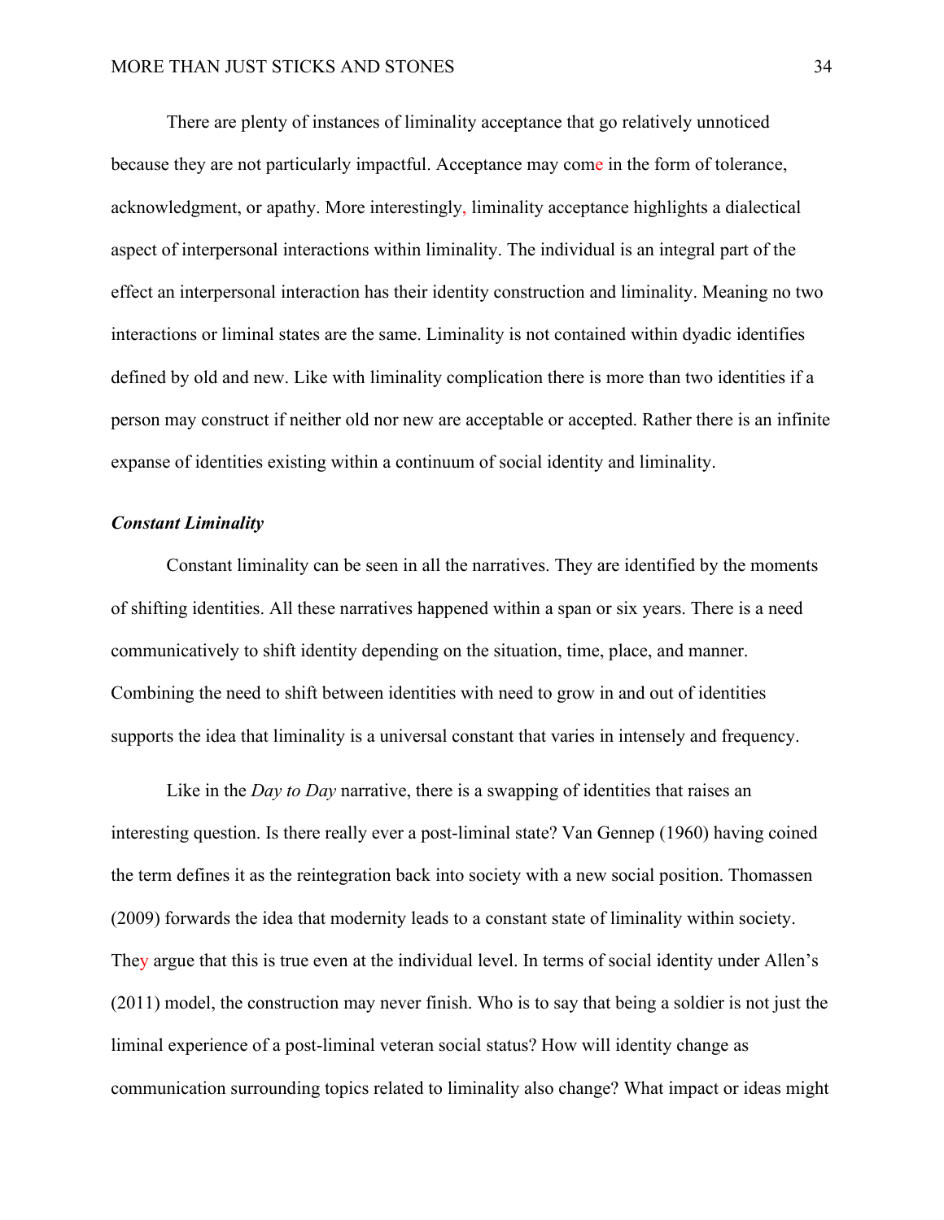There are plenty of instances of liminality acceptance that go relatively unnoticed because they are not particularly impactful. Acceptance may come in the form of tolerance, acknowledgment, or apathy. More interestingly, liminality acceptance highlights a dialectical aspect of interpersonal interactions within liminality. The individual is an integral part of the effect an interpersonal interaction has their identity construction and liminality. Meaning no two interactions or liminal states are the same. Liminality is not contained within dyadic identifies defined by old and new. Like with liminality complication there is more than two identities if a person may construct if neither old nor new are acceptable or accepted. Rather there is an infinite expanse of identities existing within a continuum of social identity and liminality.

### ***Constant Liminality***

Constant liminality can be seen in all the narratives. They are identified by the moments of shifting identities. All these narratives happened within a span or six years. There is a need communicatively to shift identity depending on the situation, time, place, and manner. Combining the need to shift between identities with need to grow in and out of identities supports the idea that liminality is a universal constant that varies in intensely and frequency.

Like in the *Day to Day* narrative, there is a swapping of identities that raises an interesting question. Is there really ever a post-liminal state? Van Gennep (1960) having coined the term defines it as the reintegration back into society with a new social position. Thomassen (2009) forwards the idea that modernity leads to a constant state of liminality within society. They argue that this is true even at the individual level. In terms of social identity under Allen's (2011) model, the construction may never finish. Who is to say that being a soldier is not just the liminal experience of a post-liminal veteran social status? How will identity change as communication surrounding topics related to liminality also change? What impact or ideas might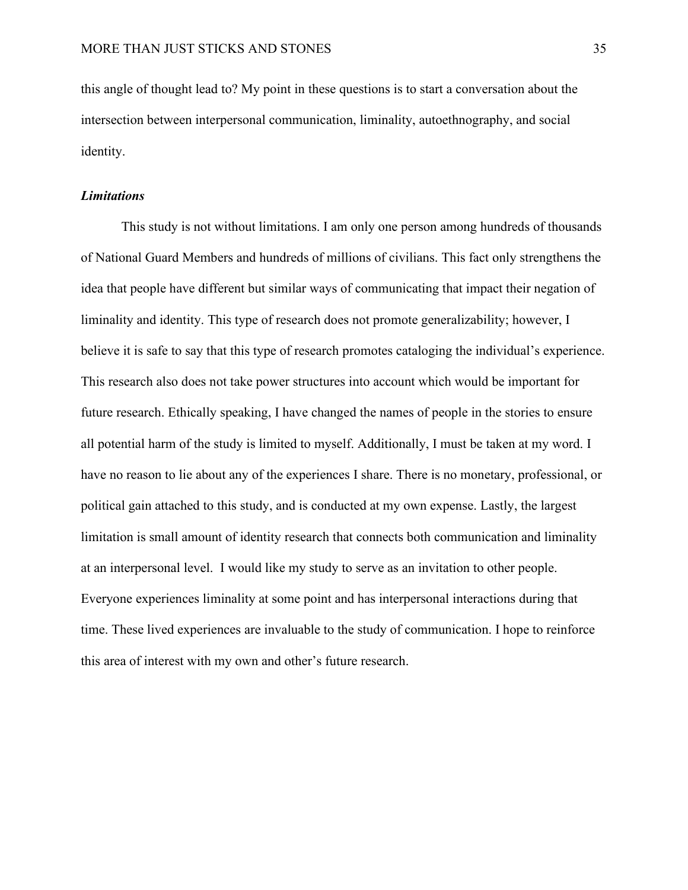this angle of thought lead to? My point in these questions is to start a conversation about the intersection between interpersonal communication, liminality, autoethnography, and social identity.

### *Limitations*

This study is not without limitations. I am only one person among hundreds of thousands of National Guard Members and hundreds of millions of civilians. This fact only strengthens the idea that people have different but similar ways of communicating that impact their negation of liminality and identity. This type of research does not promote generalizability; however, I believe it is safe to say that this type of research promotes cataloging the individual's experience. This research also does not take power structures into account which would be important for future research. Ethically speaking, I have changed the names of people in the stories to ensure all potential harm of the study is limited to myself. Additionally, I must be taken at my word. I have no reason to lie about any of the experiences I share. There is no monetary, professional, or political gain attached to this study, and is conducted at my own expense. Lastly, the largest limitation is small amount of identity research that connects both communication and liminality at an interpersonal level. I would like my study to serve as an invitation to other people. Everyone experiences liminality at some point and has interpersonal interactions during that time. These lived experiences are invaluable to the study of communication. I hope to reinforce this area of interest with my own and other's future research.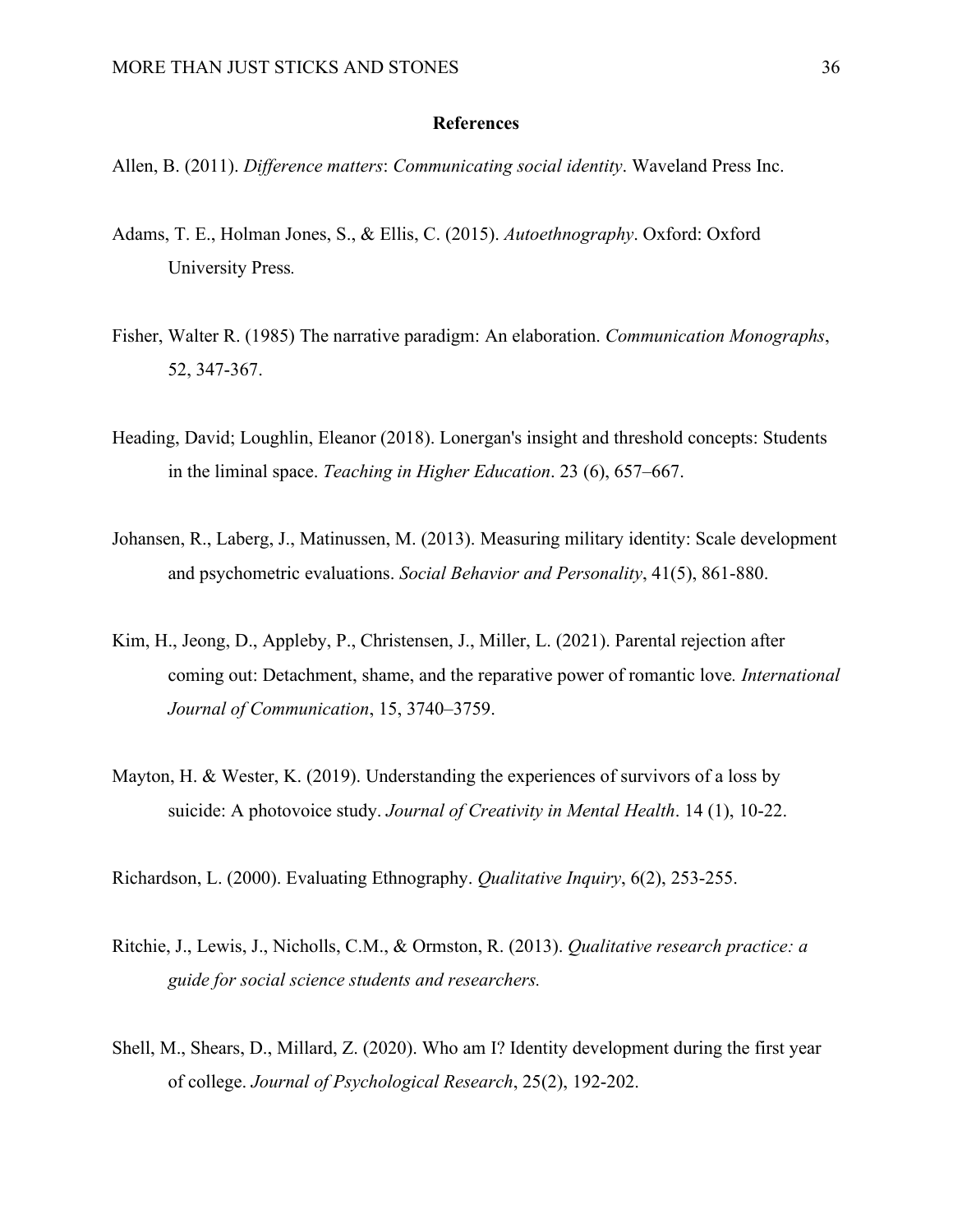## References

Allen, B. (2011). *Difference matters*: *Communicating social identity*. Waveland Press Inc.

Adams, T. E., Holman Jones, S., & Ellis, C. (2015). *Autoethnography*. Oxford: Oxford University Press.

Fisher, Walter R. (1985) The narrative paradigm: An elaboration. *Communication Monographs*, 52, 347-367.

Heading, David; Loughlin, Eleanor (2018). Lonergan's insight and threshold concepts: Students in the liminal space. *Teaching in Higher Education*. 23 (6), 657–667.

Johansen, R., Laberg, J., Matinussen, M. (2013). Measuring military identity: Scale development and psychometric evaluations. *Social Behavior and Personality*, 41(5), 861-880.

Kim, H., Jeong, D., Appleby, P., Christensen, J., Miller, L. (2021). Parental rejection after coming out: Detachment, shame, and the reparative power of romantic love*. International Journal of Communication*, 15, 3740–3759.

Mayton, H. & Wester, K. (2019). Understanding the experiences of survivors of a loss by suicide: A photovoice study. *Journal of Creativity in Mental Health*. 14 (1), 10-22.

Richardson, L. (2000). Evaluating Ethnography. *Qualitative Inquiry*, 6(2), 253-255.

Ritchie, J., Lewis, J., Nicholls, C.M., & Ormston, R. (2013). *Qualitative research practice: a guide for social science students and researchers.*

Shell, M., Shears, D., Millard, Z. (2020). Who am I? Identity development during the first year of college. *Journal of Psychological Research*, 25(2), 192-202.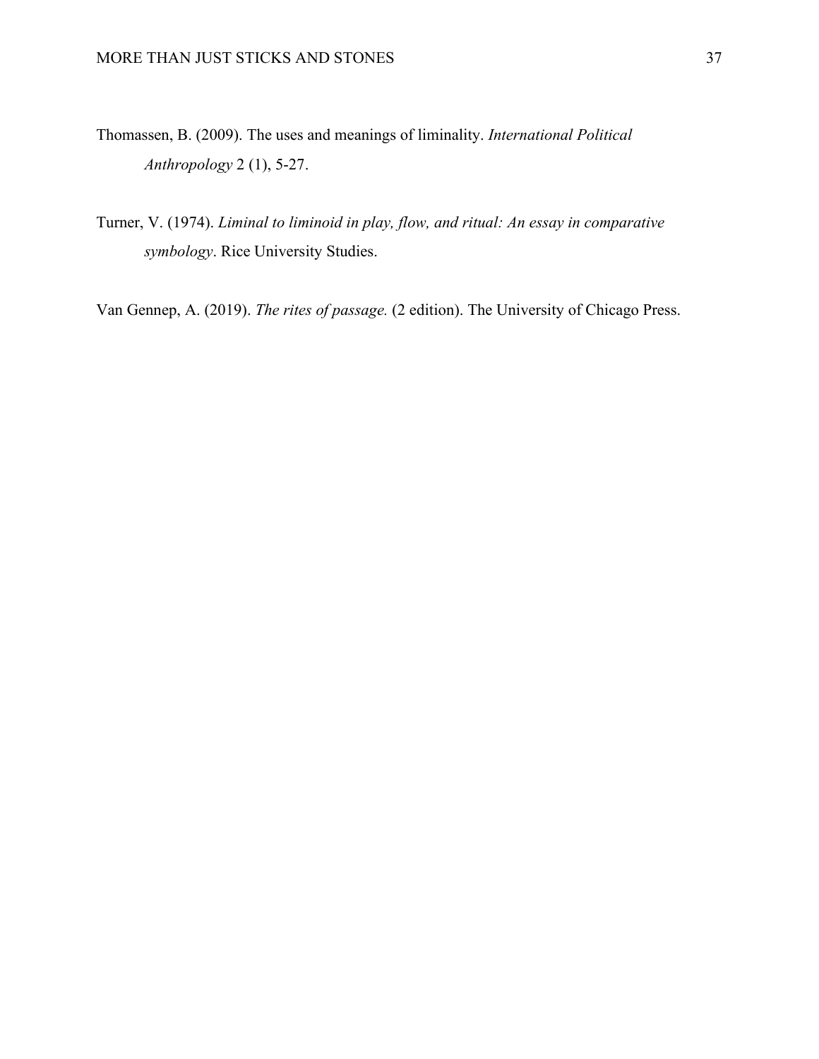Thomassen, B. (2009). The uses and meanings of liminality. *International Political Anthropology* 2 (1), 5-27.

Turner, V. (1974). *Liminal to liminoid in play, flow, and ritual: An essay in comparative symbology*. Rice University Studies.

Van Gennep, A. (2019). *The rites of passage.* (2 edition). The University of Chicago Press.